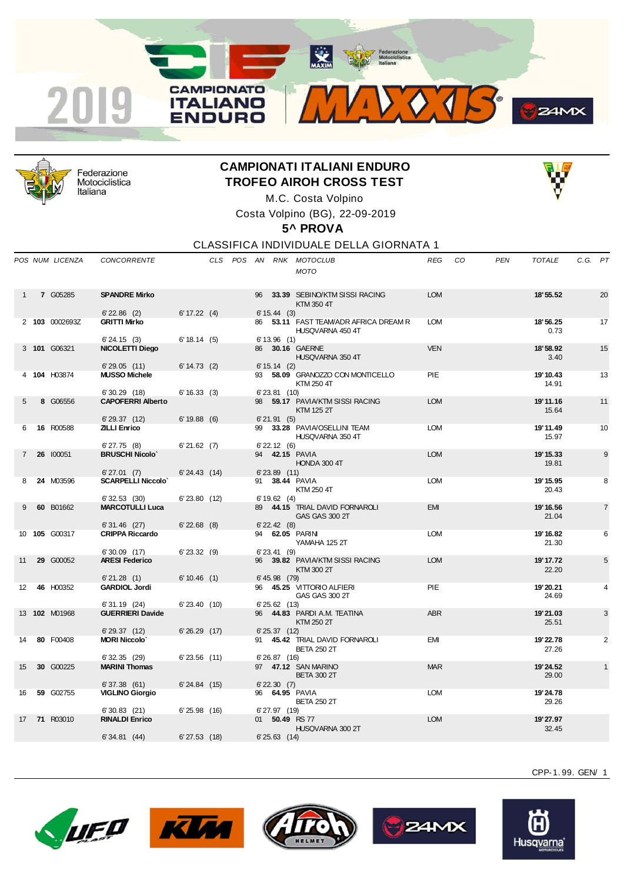# CAMPIONATI ITALIANI ENDURO
# TROFEO AIROH CROSS TEST

M.C. Costa Volpino

Costa Volpino (BG), 22-09-2019

## 5^ PROVA

### CLASSIFICA INDIVIDUALE DELLA GIORNATA 1

| POS | NUM | LICENZA | CONCORRENTE | CLS | POS | AN | RNK | MOTOCLUB / MOTO | REG | CO | PEN | TOTALE | C.G. | PT |
|---|---|---|---|---|---|---|---|---|---|---|---|---|---|---|
| 1 | **7** | G05285 | **SPANDRE Mirko** 6'22.86 (2) 6'17.22 (4) 6'15.44 (3) | | | 96 | **33.39** | SEBINO/KTM SISSI RACING KTM 350 4T | LOM | | | **18'55.52** | | 20 |
| 2 | **103** | 0002693Z | **GRITTI Mirko** 6'24.15 (3) 6'18.14 (5) 6'13.96 (1) | | | 86 | **53.11** | FAST TEAM/ADR AFRICA DREAM R HUSQVARNA 450 4T | LOM | | | **18'56.25** 0.73 | | 17 |
| 3 | **101** | G06321 | **NICOLETTI Diego** 6'29.05 (11) 6'14.73 (2) 6'15.14 (2) | | | 86 | **30.16** | GAERNE HUSQVARNA 350 4T | VEN | | | **18'58.92** 3.40 | | 15 |
| 4 | **104** | H03874 | **MUSSO Michele** 6'30.29 (18) 6'16.33 (3) 6'23.81 (10) | | | 93 | **58.09** | GRANOZZO CON MONTICELLO KTM 250 4T | PIE | | | **19'10.43** 14.91 | | 13 |
| 5 | **8** | G06556 | **CAPOFERRI Alberto** 6'29.37 (12) 6'19.88 (6) 6'21.91 (5) | | | 98 | **59.17** | PAVIA/KTM SISSI RACING KTM 125 2T | LOM | | | **19'11.16** 15.64 | | 11 |
| 6 | **16** | R00588 | **ZILLI Enrico** 6'27.75 (8) 6'21.62 (7) 6'22.12 (6) | | | 99 | **33.28** | PAVIA/OSELLINI TEAM HUSQVARNA 350 4T | LOM | | | **19'11.49** 15.97 | | 10 |
| 7 | **26** | I00051 | **BRUSCHI Nicolo`** 6'27.01 (7) 6'24.43 (14) 6'23.89 (11) | | | 94 | **42.15** | PAVIA HONDA 300 4T | LOM | | | **19'15.33** 19.81 | | 9 |
| 8 | **24** | M03596 | **SCARPELLI Niccolo`** 6'32.53 (30) 6'23.80 (12) 6'19.62 (4) | | | 91 | **38.44** | PAVIA KTM 250 4T | LOM | | | **19'15.95** 20.43 | | 8 |
| 9 | **60** | B01662 | **MARCOTULLI Luca** 6'31.46 (27) 6'22.68 (8) 6'22.42 (8) | | | 89 | **44.15** | TRIAL DAVID FORNAROLI GAS GAS 300 2T | EMI | | | **19'16.56** 21.04 | | 7 |
| 10 | **105** | G00317 | **CRIPPA Riccardo** 6'30.09 (17) 6'23.32 (9) 6'23.41 (9) | | | 94 | **62.05** | PARINI YAMAHA 125 2T | LOM | | | **19'16.82** 21.30 | | 6 |
| 11 | **29** | G00052 | **ARESI Federico** 6'21.28 (1) 6'10.46 (1) 6'45.98 (79) | | | 96 | **39.82** | PAVIA/KTM SISSI RACING KTM 300 2T | LOM | | | **19'17.72** 22.20 | | 5 |
| 12 | **46** | H00352 | **GARDIOL Jordi** 6'31.19 (24) 6'23.40 (10) 6'25.62 (13) | | | 96 | **45.25** | VITTORIO ALFIERI GAS GAS 300 2T | PIE | | | **19'20.21** 24.69 | | 4 |
| 13 | **102** | M01968 | **GUERRIERI Davide** 6'29.37 (12) 6'26.29 (17) 6'25.37 (12) | | | 96 | **44.83** | PARDI A.M. TEATINA KTM 250 2T | ABR | | | **19'21.03** 25.51 | | 3 |
| 14 | **80** | F00408 | **MORI Niccolo`** 6'32.35 (29) 6'23.56 (11) 6'26.87 (16) | | | 91 | **45.42** | TRIAL DAVID FORNAROLI BETA 250 2T | EMI | | | **19'22.78** 27.26 | | 2 |
| 15 | **30** | G00225 | **MARINI Thomas** 6'37.38 (61) 6'24.84 (15) 6'22.30 (7) | | | 97 | **47.12** | SAN MARINO BETA 300 2T | MAR | | | **19'24.52** 29.00 | | 1 |
| 16 | **59** | G02755 | **VIGLINO Giorgio** 6'30.83 (21) 6'25.98 (16) 6'27.97 (19) | | | 96 | **64.95** | PAVIA BETA 250 2T | LOM | | | **19'24.78** 29.26 | | |
| 17 | **71** | R03010 | **RINALDI Enrico** 6'34.81 (44) 6'27.53 (18) 6'25.63 (14) | | | 01 | **50.49** | RS 77 HUSQVARNA 300 2T | LOM | | | **19'27.97** 32.45 | | |

CPP-1.99. GEN/ 1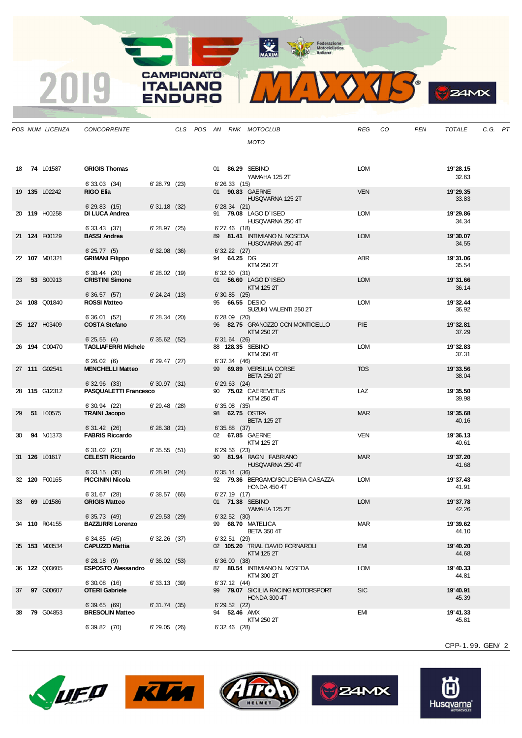| POS | NUM | LICENZA | CONCORRENTE | CLS | POS | AN | RNK | MOTOCLUB / MOTO | REG | CO | PEN | TOTALE | C.G. | PT |
|---|---|---|---|---|---|---|---|---|---|---|---|---|---|---|
| 18 | **74** | L01587 | **GRIGIS Thomas** 6'33.03 (34) 6'28.79 (23) 6'26.33 (15) | | | 01 | **86.29** | SEBINO YAMAHA 125 2T | LOM | | | **19'28.15** 32.63 | | |
| 19 | **135** | L02242 | **RIGO Elia** 6'29.83 (15) 6'31.18 (32) 6'28.34 (21) | | | 01 | **90.83** | GAERNE HUSQVARNA 125 2T | VEN | | | **19'29.35** 33.83 | | |
| 20 | **119** | H00258 | **DI LUCA Andrea** 6'33.43 (37) 6'28.97 (25) 6'27.46 (18) | | | 91 | **79.08** | LAGO D`ISEO HUSQVARNA 250 4T | LOM | | | **19'29.86** 34.34 | | |
| 21 | **124** | F00129 | **BASSI Andrea** 6'25.77 (5) 6'32.08 (36) 6'32.22 (27) | | | 89 | **81.41** | INTIMIANO N. NOSEDA HUSQVARNA 250 4T | LOM | | | **19'30.07** 34.55 | | |
| 22 | **107** | M01321 | **GRIMANI Filippo** 6'30.44 (20) 6'28.02 (19) 6'32.60 (31) | | | 94 | **64.25** | DG KTM 250 2T | ABR | | | **19'31.06** 35.54 | | |
| 23 | **53** | S00913 | **CRISTINI Simone** 6'36.57 (57) 6'24.24 (13) 6'30.85 (25) | | | 01 | **56.60** | LAGO D`ISEO KTM 125 2T | LOM | | | **19'31.66** 36.14 | | |
| 24 | **108** | Q01840 | **ROSSI Matteo** 6'36.01 (52) 6'28.34 (20) 6'28.09 (20) | | | 95 | **66.55** | DESIO SUZUKI VALENTI 250 2T | LOM | | | **19'32.44** 36.92 | | |
| 25 | **127** | H03409 | **COSTA Stefano** 6'25.55 (4) 6'35.62 (52) 6'31.64 (26) | | | 96 | **82.75** | GRANOZZO CON MONTICELLO KTM 250 2T | PIE | | | **19'32.81** 37.29 | | |
| 26 | **194** | C00470 | **TAGLIAFERRI Michele** 6'26.02 (6) 6'29.47 (27) 6'37.34 (46) | | | 88 | **128.35** | SEBINO KTM 350 4T | LOM | | | **19'32.83** 37.31 | | |
| 27 | **111** | G02541 | **MENCHELLI Matteo** 6'32.96 (33) 6'30.97 (31) 6'29.63 (24) | | | 99 | **69.89** | VERSILIA CORSE BETA 250 2T | TOS | | | **19'33.56** 38.04 | | |
| 28 | **115** | G12312 | **PASQUALETTI Francesco** 6'30.94 (22) 6'29.48 (28) 6'35.08 (35) | | | 90 | **75.02** | CAEREVETUS KTM 250 4T | LAZ | | | **19'35.50** 39.98 | | |
| 29 | **51** | L00575 | **TRAINI Jacopo** 6'31.42 (26) 6'28.38 (21) 6'35.88 (37) | | | 98 | **62.75** | OSTRA BETA 125 2T | MAR | | | **19'35.68** 40.16 | | |
| 30 | **94** | N01373 | **FABRIS Riccardo** 6'31.02 (23) 6'35.55 (51) 6'29.56 (23) | | | 02 | **67.85** | GAERNE KTM 125 2T | VEN | | | **19'36.13** 40.61 | | |
| 31 | **126** | L01617 | **CELESTI Riccardo** 6'33.15 (35) 6'28.91 (24) 6'35.14 (36) | | | 90 | **81.94** | RAGNI FABRIANO HUSQVARNA 250 4T | MAR | | | **19'37.20** 41.68 | | |
| 32 | **120** | F00165 | **PICCININI Nicola** 6'31.67 (28) 6'38.57 (65) 6'27.19 (17) | | | 92 | **79.36** | BERGAMO/SCUDERIA CASAZZA HONDA 450 4T | LOM | | | **19'37.43** 41.91 | | |
| 33 | **69** | L01586 | **GRIGIS Matteo** 6'35.73 (49) 6'29.53 (29) 6'32.52 (30) | | | 01 | **71.38** | SEBINO YAMAHA 125 2T | LOM | | | **19'37.78** 42.26 | | |
| 34 | **110** | R04155 | **BAZZURRI Lorenzo** 6'34.85 (45) 6'32.26 (37) 6'32.51 (29) | | | 99 | **68.70** | MATELICA BETA 350 4T | MAR | | | **19'39.62** 44.10 | | |
| 35 | **153** | M03534 | **CAPUZZO Mattia** 6'28.18 (9) 6'36.02 (53) 6'36.00 (38) | | | 02 | **105.20** | TRIAL DAVID FORNAROLI KTM 125 2T | EMI | | | **19'40.20** 44.68 | | |
| 36 | **122** | Q03605 | **ESPOSTO Alessandro** 6'30.08 (16) 6'33.13 (39) 6'37.12 (44) | | | 87 | **80.54** | INTIMIANO N. NOSEDA KTM 300 2T | LOM | | | **19'40.33** 44.81 | | |
| 37 | **97** | G00607 | **OTERI Gabriele** 6'39.65 (69) 6'31.74 (35) 6'29.52 (22) | | | 99 | **79.07** | SICILIA RACING MOTORSPORT HONDA 300 4T | SIC | | | **19'40.91** 45.39 | | |
| 38 | **79** | G04853 | **BRESOLIN Matteo** 6'39.82 (70) 6'29.05 (26) 6'32.46 (28) | | | 94 | **52.46** | AMX KTM 250 2T | EMI | | | **19'41.33** 45.81 | | |

CPP-1.99. GEN/ 2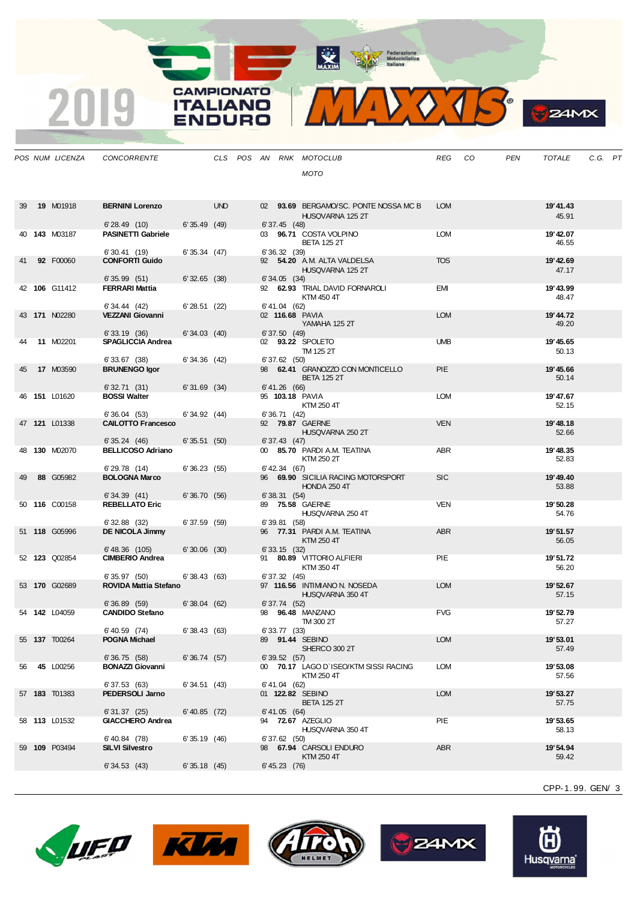| POS | NUM | LICENZA | CONCORRENTE | CLS | POS | AN | RNK | MOTOCLUB / MOTO | REG | CO | PEN | TOTALE | C.G. | PT |
|---|---|---|---|---|---|---|---|---|---|---|---|---|---|---|
| 39 | **19** | M01918 | **BERNINI Lorenzo** | UND | | 02 | **93.69** | BERGAMO/SC. PONTE NOSSA MC B<br>HUSQVARNA 125 2T | LOM | | | **19' 41.43**<br>45.91 | | |
| | | | 6' 28.49 (10) 6' 35.49 (49) 6' 37.45 (48) | | | | | | | | | | | |
| 40 | **143** | M03187 | **PASINETTI Gabriele** | | | 03 | **96.71** | COSTA VOLPINO<br>BETA 125 2T | LOM | | | **19' 42.07**<br>46.55 | | |
| | | | 6' 30.41 (19) 6' 35.34 (47) 6' 36.32 (39) | | | | | | | | | | | |
| 41 | **92** | F00060 | **CONFORTI Guido** | | | 92 | **54.20** | A.M. ALTA VALDELSA<br>HUSQVARNA 125 2T | TOS | | | **19' 42.69**<br>47.17 | | |
| | | | 6' 35.99 (51) 6' 32.65 (38) 6' 34.05 (34) | | | | | | | | | | | |
| 42 | **106** | G11412 | **FERRARI Mattia** | | | 92 | **62.93** | TRIAL DAVID FORNAROLI<br>KTM 450 4T | EMI | | | **19' 43.99**<br>48.47 | | |
| | | | 6' 34.44 (42) 6' 28.51 (22) 6' 41.04 (62) | | | | | | | | | | | |
| 43 | **171** | N02280 | **VEZZANI Giovanni** | | | 02 | **116.68** | PAVIA<br>YAMAHA 125 2T | LOM | | | **19' 44.72**<br>49.20 | | |
| | | | 6' 33.19 (36) 6' 34.03 (40) 6' 37.50 (49) | | | | | | | | | | | |
| 44 | **11** | M02201 | **SPAGLICCIA Andrea** | | | 02 | **93.22** | SPOLETO<br>TM 125 2T | UMB | | | **19' 45.65**<br>50.13 | | |
| | | | 6' 33.67 (38) 6' 34.36 (42) 6' 37.62 (50) | | | | | | | | | | | |
| 45 | **17** | M03590 | **BRUNENGO Igor** | | | 98 | **62.41** | GRANOZZO CON MONTICELLO<br>BETA 125 2T | PIE | | | **19' 45.66**<br>50.14 | | |
| | | | 6' 32.71 (31) 6' 31.69 (34) 6' 41.26 (66) | | | | | | | | | | | |
| 46 | **151** | L01620 | **BOSSI Walter** | | | 95 | **103.18** | PAVIA<br>KTM 250 4T | LOM | | | **19' 47.67**<br>52.15 | | |
| | | | 6' 36.04 (53) 6' 34.92 (44) 6' 36.71 (42) | | | | | | | | | | | |
| 47 | **121** | L01338 | **CAILOTTO Francesco** | | | 92 | **79.87** | GAERNE<br>HUSQVARNA 250 2T | VEN | | | **19' 48.18**<br>52.66 | | |
| | | | 6' 35.24 (46) 6' 35.51 (50) 6' 37.43 (47) | | | | | | | | | | | |
| 48 | **130** | M02070 | **BELLICOSO Adriano** | | | 00 | **85.70** | PARDI A.M. TEATINA<br>KTM 250 2T | ABR | | | **19' 48.35**<br>52.83 | | |
| | | | 6' 29.78 (14) 6' 36.23 (55) 6' 42.34 (67) | | | | | | | | | | | |
| 49 | **88** | G05982 | **BOLOGNA Marco** | | | 96 | **69.90** | SICILIA RACING MOTORSPORT<br>HONDA 250 4T | SIC | | | **19' 49.40**<br>53.88 | | |
| | | | 6' 34.39 (41) 6' 36.70 (56) 6' 38.31 (54) | | | | | | | | | | | |
| 50 | **116** | C00158 | **REBELLATO Eric** | | | 89 | **75.58** | GAERNE<br>HUSQVARNA 250 4T | VEN | | | **19' 50.28**<br>54.76 | | |
| | | | 6' 32.88 (32) 6' 37.59 (59) 6' 39.81 (58) | | | | | | | | | | | |
| 51 | **118** | G05996 | **DE NICOLA Jimmy** | | | 96 | **77.31** | PARDI A.M. TEATINA<br>KTM 250 4T | ABR | | | **19' 51.57**<br>56.05 | | |
| | | | 6' 48.36 (105) 6' 30.06 (30) 6' 33.15 (32) | | | | | | | | | | | |
| 52 | **123** | Q02854 | **CIMBERIO Andrea** | | | 91 | **80.89** | VITTORIO ALFIERI<br>KTM 350 4T | PIE | | | **19' 51.72**<br>56.20 | | |
| | | | 6' 35.97 (50) 6' 38.43 (63) 6' 37.32 (45) | | | | | | | | | | | |
| 53 | **170** | G02689 | **ROVIDA Mattia Stefano** | | | 97 | **116.56** | INTIMIANO N. NOSEDA<br>HUSQVARNA 350 4T | LOM | | | **19' 52.67**<br>57.15 | | |
| | | | 6' 36.89 (59) 6' 38.04 (62) 6' 37.74 (52) | | | | | | | | | | | |
| 54 | **142** | L04059 | **CANDIDO Stefano** | | | 98 | **96.48** | MANZANO<br>TM 300 2T | FVG | | | **19' 52.79**<br>57.27 | | |
| | | | 6' 40.59 (74) 6' 38.43 (63) 6' 33.77 (33) | | | | | | | | | | | |
| 55 | **137** | T00264 | **POGNA Michael** | | | 89 | **91.44** | SEBINO<br>SHERCO 300 2T | LOM | | | **19' 53.01**<br>57.49 | | |
| | | | 6' 36.75 (58) 6' 36.74 (57) 6' 39.52 (57) | | | | | | | | | | | |
| 56 | **45** | L00256 | **BONAZZI Giovanni** | | | 00 | **70.17** | LAGO D`ISEO/KTM SISSI RACING<br>KTM 250 4T | LOM | | | **19' 53.08**<br>57.56 | | |
| | | | 6' 37.53 (63) 6' 34.51 (43) 6' 41.04 (62) | | | | | | | | | | | |
| 57 | **183** | T01383 | **PEDERSOLI Jarno** | | | 01 | **122.82** | SEBINO<br>BETA 125 2T | LOM | | | **19' 53.27**<br>57.75 | | |
| | | | 6' 31.37 (25) 6' 40.85 (72) 6' 41.05 (64) | | | | | | | | | | | |
| 58 | **113** | L01532 | **GIACCHERO Andrea** | | | 94 | **72.67** | AZEGLIO<br>HUSQVARNA 350 4T | PIE | | | **19' 53.65**<br>58.13 | | |
| | | | 6' 40.84 (78) 6' 35.19 (46) 6' 37.62 (50) | | | | | | | | | | | |
| 59 | **109** | P03494 | **SILVI Silvestro** | | | 98 | **67.94** | CARSOLI ENDURO<br>KTM 250 4T | ABR | | | **19' 54.94**<br>59.42 | | |
| | | | 6' 34.53 (43) 6' 35.18 (45) 6' 45.23 (76) | | | | | | | | | | | |

CPP-1.99. GEN/ 3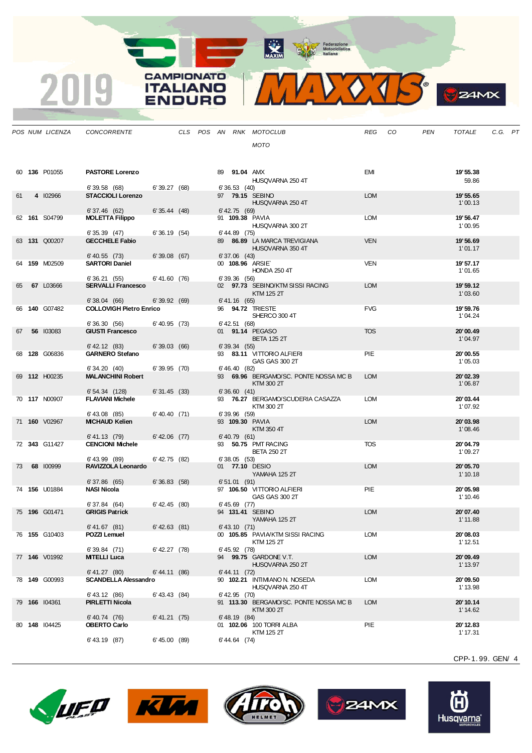| POS | NUM | LICENZA | CONCORRENTE | CLS | POS | AN | RNK | MOTOCLUB / MOTO | REG | CO | PEN | TOTALE | C.G. | PT |
|---|---|---|---|---|---|---|---|---|---|---|---|---|---|---|
| 60 | **136** | P01055 | **PASTORE Lorenzo** | | | 89 | **91.04** | AMX / HUSQVARNA 250 4T | EMI | | | **19'55.38** / 59.86 | | |
| | | | 6'39.58 (68) | 6'39.27 (68) | | 6'36.53 (40) | | | | | | | | |
| 61 | **4** | I02966 | **STACCIOLI Lorenzo** | | | 97 | **79.15** | SEBINO / HUSQVARNA 250 4T | LOM | | | **19'55.65** / 1'00.13 | | |
| | | | 6'37.46 (62) | 6'35.44 (48) | | 6'42.75 (69) | | | | | | | | |
| 62 | **161** | S04799 | **MOLETTA Filippo** | | | 91 | **109.38** | PAVIA / HUSQVARNA 300 2T | LOM | | | **19'56.47** / 1'00.95 | | |
| | | | 6'35.39 (47) | 6'36.19 (54) | | 6'44.89 (75) | | | | | | | | |
| 63 | **131** | Q00207 | **GECCHELE Fabio** | | | 89 | **86.89** | LA MARCA TREVIGIANA / HUSQVARNA 350 4T | VEN | | | **19'56.69** / 1'01.17 | | |
| | | | 6'40.55 (73) | 6'39.08 (67) | | 6'37.06 (43) | | | | | | | | |
| 64 | **159** | M02509 | **SARTORI Daniel** | | | 00 | **108.96** | ARSIE` / HONDA 250 4T | VEN | | | **19'57.17** / 1'01.65 | | |
| | | | 6'36.21 (55) | 6'41.60 (76) | | 6'39.36 (56) | | | | | | | | |
| 65 | **67** | L03666 | **SERVALLI Francesco** | | | 02 | **97.73** | SEBINO/KTM SISSI RACING / KTM 125 2T | LOM | | | **19'59.12** / 1'03.60 | | |
| | | | 6'38.04 (66) | 6'39.92 (69) | | 6'41.16 (65) | | | | | | | | |
| 66 | **140** | G07482 | **COLLOVIGH Pietro Enrico** | | | 96 | **94.72** | TRIESTE / SHERCO 300 4T | FVG | | | **19'59.76** / 1'04.24 | | |
| | | | 6'36.30 (56) | 6'40.95 (73) | | 6'42.51 (68) | | | | | | | | |
| 67 | **56** | I03083 | **GIUSTI Francesco** | | | 01 | **91.14** | PEGASO / BETA 125 2T | TOS | | | **20'00.49** / 1'04.97 | | |
| | | | 6'42.12 (83) | 6'39.03 (66) | | 6'39.34 (55) | | | | | | | | |
| 68 | **128** | G06836 | **GARNERO Stefano** | | | 93 | **83.11** | VITTORIO ALFIERI / GAS GAS 300 2T | PIE | | | **20'00.55** / 1'05.03 | | |
| | | | 6'34.20 (40) | 6'39.95 (70) | | 6'46.40 (82) | | | | | | | | |
| 69 | **112** | H00235 | **MALANCHINI Robert** | | | 93 | **69.96** | BERGAMO/SC. PONTE NOSSA MC B / KTM 300 2T | LOM | | | **20'02.39** / 1'06.87 | | |
| | | | 6'54.34 (128) | 6'31.45 (33) | | 6'36.60 (41) | | | | | | | | |
| 70 | **117** | N00907 | **FLAVIANI Michele** | | | 93 | **76.27** | BERGAMO/SCUDERIA CASAZZA / KTM 300 2T | LOM | | | **20'03.44** / 1'07.92 | | |
| | | | 6'43.08 (85) | 6'40.40 (71) | | 6'39.96 (59) | | | | | | | | |
| 71 | **160** | V02967 | **MICHAUD Kelien** | | | 93 | **109.30** | PAVIA / KTM 350 4T | LOM | | | **20'03.98** / 1'08.46 | | |
| | | | 6'41.13 (79) | 6'42.06 (77) | | 6'40.79 (61) | | | | | | | | |
| 72 | **343** | G11427 | **CENCIONI Michele** | | | 93 | **50.75** | PMT RACING / BETA 250 2T | TOS | | | **20'04.79** / 1'09.27 | | |
| | | | 6'43.99 (89) | 6'42.75 (82) | | 6'38.05 (53) | | | | | | | | |
| 73 | **68** | I00999 | **RAVIZZOLA Leonardo** | | | 01 | **77.10** | DESIO / YAMAHA 125 2T | LOM | | | **20'05.70** / 1'10.18 | | |
| | | | 6'37.86 (65) | 6'36.83 (58) | | 6'51.01 (91) | | | | | | | | |
| 74 | **156** | U01884 | **NASI Nicola** | | | 97 | **106.50** | VITTORIO ALFIERI / GAS GAS 300 2T | PIE | | | **20'05.98** / 1'10.46 | | |
| | | | 6'37.84 (64) | 6'42.45 (80) | | 6'45.69 (77) | | | | | | | | |
| 75 | **196** | G01471 | **GRIGIS Patrick** | | | 94 | **131.41** | SEBINO / YAMAHA 125 2T | LOM | | | **20'07.40** / 1'11.88 | | |
| | | | 6'41.67 (81) | 6'42.63 (81) | | 6'43.10 (71) | | | | | | | | |
| 76 | **155** | G10403 | **POZZI Lemuel** | | | 00 | **105.85** | PAVIA/KTM SISSI RACING / KTM 125 2T | LOM | | | **20'08.03** / 1'12.51 | | |
| | | | 6'39.84 (71) | 6'42.27 (78) | | 6'45.92 (78) | | | | | | | | |
| 77 | **146** | V01992 | **MITELLI Luca** | | | 94 | **99.75** | GARDONE V.T. / HUSQVARNA 250 2T | LOM | | | **20'09.49** / 1'13.97 | | |
| | | | 6'41.27 (80) | 6'44.11 (86) | | 6'44.11 (72) | | | | | | | | |
| 78 | **149** | G00993 | **SCANDELLA Alessandro** | | | 90 | **102.21** | INTIMIANO N. NOSEDA / HUSQVARNA 250 4T | LOM | | | **20'09.50** / 1'13.98 | | |
| | | | 6'43.12 (86) | 6'43.43 (84) | | 6'42.95 (70) | | | | | | | | |
| 79 | **166** | I04361 | **PIRLETTI Nicola** | | | 91 | **113.30** | BERGAMO/SC. PONTE NOSSA MC B / KTM 300 2T | LOM | | | **20'10.14** / 1'14.62 | | |
| | | | 6'40.74 (76) | 6'41.21 (75) | | 6'48.19 (84) | | | | | | | | |
| 80 | **148** | I04425 | **OBERTO Carlo** | | | 01 | **102.06** | 100 TORRI ALBA / KTM 125 2T | PIE | | | **20'12.83** / 1'17.31 | | |
| | | | 6'43.19 (87) | 6'45.00 (89) | | 6'44.64 (74) | | | | | | | | |

CPP-1.99. GEN/ 4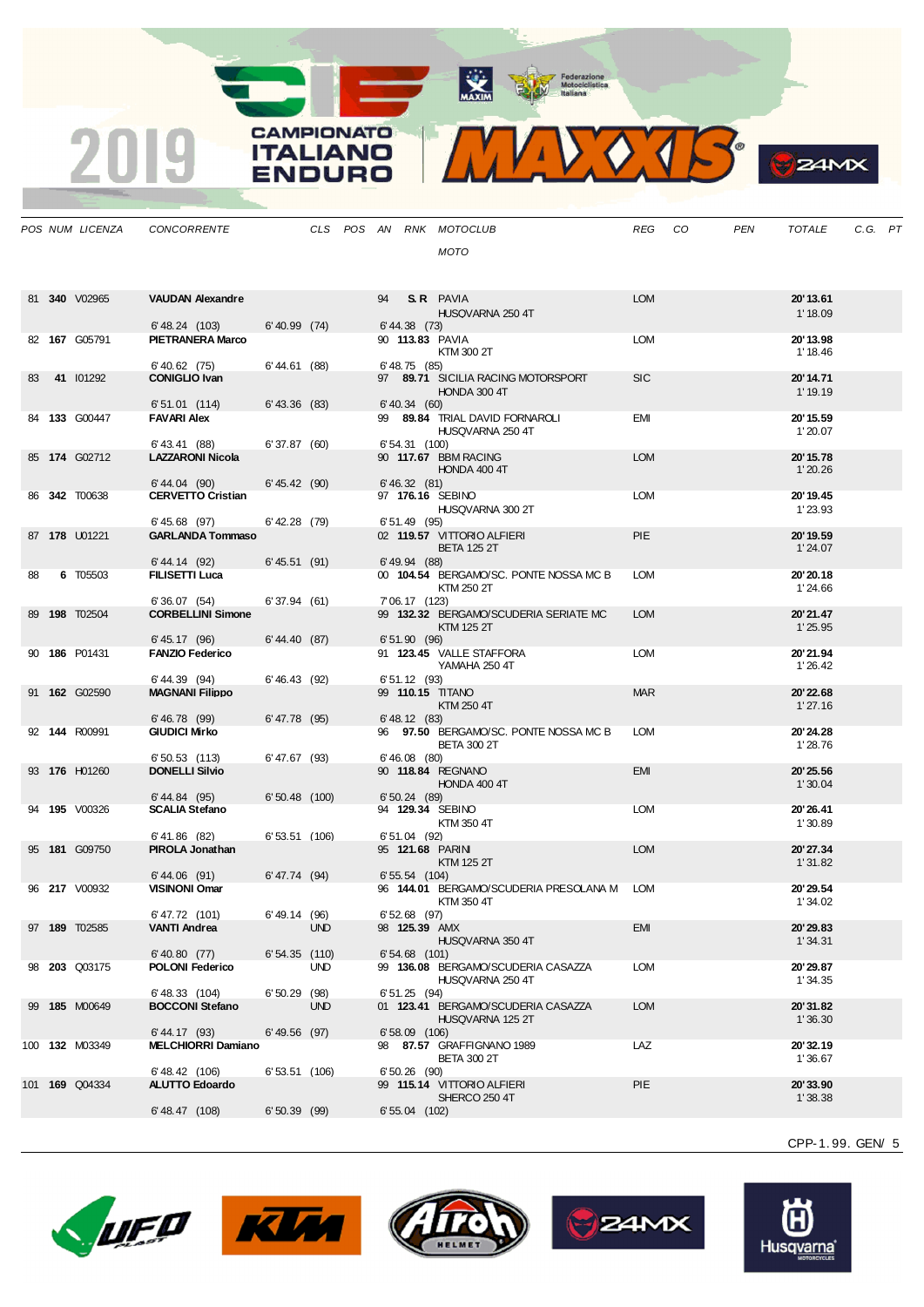2019 CAMPIONATO ITALIANO ENDURO

| POS | NUM | LICENZA | CONCORRENTE | CLS | POS | AN | RNK | MOTOCLUB / MOTO | REG | CO | PEN | TOTALE | C.G. | PT |
|---|---|---|---|---|---|---|---|---|---|---|---|---|---|---|
| 81 | **340** | V02965 | **VAUDAN Alexandre** | | | 94 | **S.R** | PAVIA / HUSQVARNA 250 4T | LOM | | | **20' 13.61** / 1' 18.09 | | |
| | | | 6' 48.24 (103) / 6' 40.99 (74) / 6' 44.38 (73) | | | | | | | | | | | |
| 82 | **167** | G05791 | **PIETRANERA Marco** | | | 90 | **113.83** | PAVIA / KTM 300 2T | LOM | | | **20' 13.98** / 1' 18.46 | | |
| | | | 6' 40.62 (75) / 6' 44.61 (88) / 6' 48.75 (85) | | | | | | | | | | | |
| 83 | **41** | I01292 | **CONIGLIO Ivan** | | | 97 | **89.71** | SICILIA RACING MOTORSPORT / HONDA 300 4T | SIC | | | **20' 14.71** / 1' 19.19 | | |
| | | | 6' 51.01 (114) / 6' 43.36 (83) / 6' 40.34 (60) | | | | | | | | | | | |
| 84 | **133** | G00447 | **FAVARI Alex** | | | 99 | **89.84** | TRIAL DAVID FORNAROLI / HUSQVARNA 250 4T | EMI | | | **20' 15.59** / 1' 20.07 | | |
| | | | 6' 43.41 (88) / 6' 37.87 (60) / 6' 54.31 (100) | | | | | | | | | | | |
| 85 | **174** | G02712 | **LAZZARONI Nicola** | | | 90 | **117.67** | BBM RACING / HONDA 400 4T | LOM | | | **20' 15.78** / 1' 20.26 | | |
| | | | 6' 44.04 (90) / 6' 45.42 (90) / 6' 46.32 (81) | | | | | | | | | | | |
| 86 | **342** | T00638 | **CERVETTO Cristian** | | | 97 | **176.16** | SEBINO / HUSQVARNA 300 2T | LOM | | | **20' 19.45** / 1' 23.93 | | |
| | | | 6' 45.68 (97) / 6' 42.28 (79) / 6' 51.49 (95) | | | | | | | | | | | |
| 87 | **178** | U01221 | **GARLANDA Tommaso** | | | 02 | **119.57** | VITTORIO ALFIERI / BETA 125 2T | PIE | | | **20' 19.59** / 1' 24.07 | | |
| | | | 6' 44.14 (92) / 6' 45.51 (91) / 6' 49.94 (88) | | | | | | | | | | | |
| 88 | **6** | T05503 | **FILISETTI Luca** | | | 00 | **104.54** | BERGAMO/SC. PONTE NOSSA MC B / KTM 250 2T | LOM | | | **20' 20.18** / 1' 24.66 | | |
| | | | 6' 36.07 (54) / 6' 37.94 (61) / 7' 06.17 (123) | | | | | | | | | | | |
| 89 | **198** | T02504 | **CORBELLINI Simone** | | | 99 | **132.32** | BERGAMO/SCUDERIA SERIATE MC / KTM 125 2T | LOM | | | **20' 21.47** / 1' 25.95 | | |
| | | | 6' 45.17 (96) / 6' 44.40 (87) / 6' 51.90 (96) | | | | | | | | | | | |
| 90 | **186** | P01431 | **FANZIO Federico** | | | 91 | **123.45** | VALLE STAFFORA / YAMAHA 250 4T | LOM | | | **20' 21.94** / 1' 26.42 | | |
| | | | 6' 44.39 (94) / 6' 46.43 (92) / 6' 51.12 (93) | | | | | | | | | | | |
| 91 | **162** | G02590 | **MAGNANI Filippo** | | | 99 | **110.15** | TITANO / KTM 250 4T | MAR | | | **20' 22.68** / 1' 27.16 | | |
| | | | 6' 46.78 (99) / 6' 47.78 (95) / 6' 48.12 (83) | | | | | | | | | | | |
| 92 | **144** | R00991 | **GIUDICI Mirko** | | | 96 | **97.50** | BERGAMO/SC. PONTE NOSSA MC B / BETA 300 2T | LOM | | | **20' 24.28** / 1' 28.76 | | |
| | | | 6' 50.53 (113) / 6' 47.67 (93) / 6' 46.08 (80) | | | | | | | | | | | |
| 93 | **176** | H01260 | **DONELLI Silvio** | | | 90 | **118.84** | REGNANO / HONDA 400 4T | EMI | | | **20' 25.56** / 1' 30.04 | | |
| | | | 6' 44.84 (95) / 6' 50.48 (100) / 6' 50.24 (89) | | | | | | | | | | | |
| 94 | **195** | V00326 | **SCALIA Stefano** | | | 94 | **129.34** | SEBINO / KTM 350 4T | LOM | | | **20' 26.41** / 1' 30.89 | | |
| | | | 6' 41.86 (82) / 6' 53.51 (106) / 6' 51.04 (92) | | | | | | | | | | | |
| 95 | **181** | G09750 | **PIROLA Jonathan** | | | 95 | **121.68** | PARINI / KTM 125 2T | LOM | | | **20' 27.34** / 1' 31.82 | | |
| | | | 6' 44.06 (91) / 6' 47.74 (94) / 6' 55.54 (104) | | | | | | | | | | | |
| 96 | **217** | V00932 | **VISINONI Omar** | | | 96 | **144.01** | BERGAMO/SCUDERIA PRESOLANA M / KTM 350 4T | LOM | | | **20' 29.54** / 1' 34.02 | | |
| | | | 6' 47.72 (101) / 6' 49.14 (96) / 6' 52.68 (97) | | | | | | | | | | | |
| 97 | **189** | T02585 | **VANTI Andrea** | UND | | 98 | **125.39** | AMX / HUSQVARNA 350 4T | EMI | | | **20' 29.83** / 1' 34.31 | | |
| | | | 6' 40.80 (77) / 6' 54.35 (110) / 6' 54.68 (101) | | | | | | | | | | | |
| 98 | **203** | Q03175 | **POLONI Federico** | UND | | 99 | **136.08** | BERGAMO/SCUDERIA CASAZZA / HUSQVARNA 250 4T | LOM | | | **20' 29.87** / 1' 34.35 | | |
| | | | 6' 48.33 (104) / 6' 50.29 (98) / 6' 51.25 (94) | | | | | | | | | | | |
| 99 | **185** | M00649 | **BOCCONI Stefano** | UND | | 01 | **123.41** | BERGAMO/SCUDERIA CASAZZA / HUSQVARNA 125 2T | LOM | | | **20' 31.82** / 1' 36.30 | | |
| | | | 6' 44.17 (93) / 6' 49.56 (97) / 6' 58.09 (106) | | | | | | | | | | | |
| 100 | **132** | M03349 | **MELCHIORRI Damiano** | | | 98 | **87.57** | GRAFFIGNANO 1989 / BETA 300 2T | LAZ | | | **20' 32.19** / 1' 36.67 | | |
| | | | 6' 48.42 (106) / 6' 53.51 (106) / 6' 50.26 (90) | | | | | | | | | | | |
| 101 | **169** | Q04334 | **ALUTTO Edoardo** | | | 99 | **115.14** | VITTORIO ALFIERI / SHERCO 250 4T | PIE | | | **20' 33.90** / 1' 38.38 | | |
| | | | 6' 48.47 (108) / 6' 50.39 (99) / 6' 55.04 (102) | | | | | | | | | | | |

CPP-1.99. GEN/ 5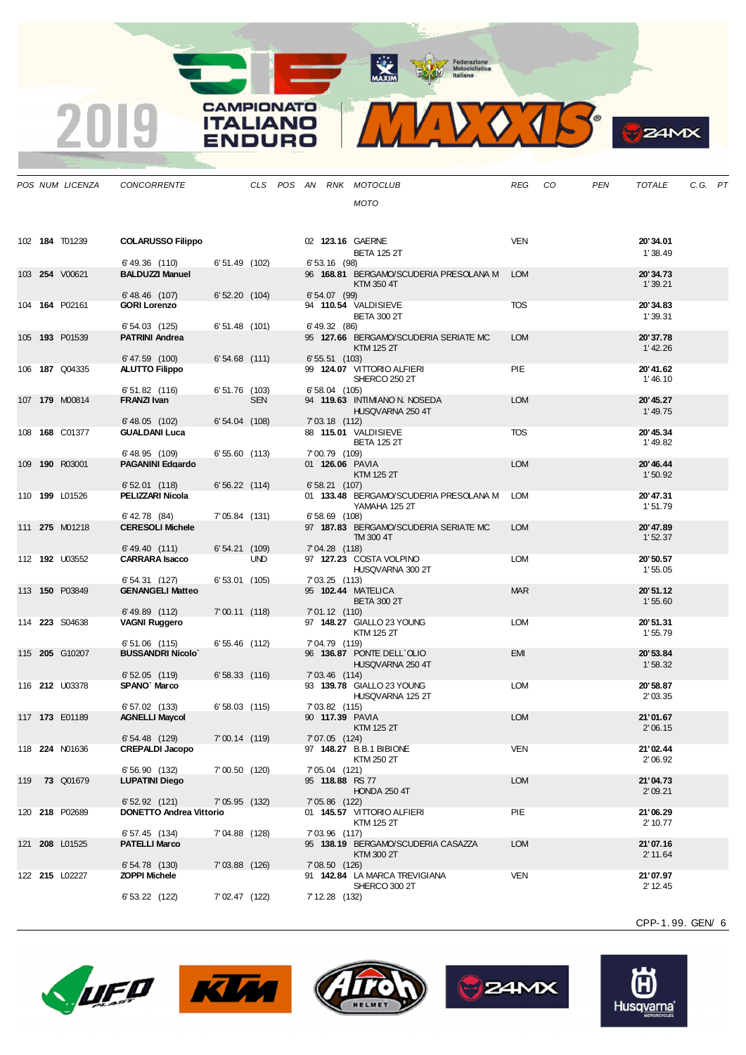| POS | NUM | LICENZA | CONCORRENTE | CLS | POS | AN | RNK | MOTOCLUB / MOTO | REG | CO | PEN | TOTALE | C.G. | PT |
|---|---|---|---|---|---|---|---|---|---|---|---|---|---|---|
| 102 | **184** | T01239 | **COLARUSSO Filippo** | | | 02 | **123.16** | GAERNE / BETA 125 2T | VEN | | | **20'34.01** / 1'38.49 | | |
| | | | 6'49.36 (110) | 6'51.49 (102) | | 6'53.16 (98) | | | | | | | | |
| 103 | **254** | V00621 | **BALDUZZI Manuel** | | | 96 | **168.81** | BERGAMO/SCUDERIA PRESOLANA M / KTM 350 4T | LOM | | | **20'34.73** / 1'39.21 | | |
| | | | 6'48.46 (107) | 6'52.20 (104) | | 6'54.07 (99) | | | | | | | | |
| 104 | **164** | P02161 | **GORI Lorenzo** | | | 94 | **110.54** | VALDISIEVE / BETA 300 2T | TOS | | | **20'34.83** / 1'39.31 | | |
| | | | 6'54.03 (125) | 6'51.48 (101) | | 6'49.32 (86) | | | | | | | | |
| 105 | **193** | P01539 | **PATRINI Andrea** | | | 95 | **127.66** | BERGAMO/SCUDERIA SERIATE MC / KTM 125 2T | LOM | | | **20'37.78** / 1'42.26 | | |
| | | | 6'47.59 (100) | 6'54.68 (111) | | 6'55.51 (103) | | | | | | | | |
| 106 | **187** | Q04335 | **ALUTTO Filippo** | | | 99 | **124.07** | VITTORIO ALFIERI / SHERCO 250 2T | PIE | | | **20'41.62** / 1'46.10 | | |
| | | | 6'51.82 (116) | 6'51.76 (103) | | 6'58.04 (105) | | | | | | | | |
| 107 | **179** | M00814 | **FRANZI Ivan** | SEN | | 94 | **119.63** | INTIMIANO N. NOSEDA / HUSQVARNA 250 4T | LOM | | | **20'45.27** / 1'49.75 | | |
| | | | 6'48.05 (102) | 6'54.04 (108) | | 7'03.18 (112) | | | | | | | | |
| 108 | **168** | C01377 | **GUALDANI Luca** | | | 88 | **115.01** | VALDISIEVE / BETA 125 2T | TOS | | | **20'45.34** / 1'49.82 | | |
| | | | 6'48.95 (109) | 6'55.60 (113) | | 7'00.79 (109) | | | | | | | | |
| 109 | **190** | R03001 | **PAGANINI Edgardo** | | | 01 | **126.06** | PAVIA / KTM 125 2T | LOM | | | **20'46.44** / 1'50.92 | | |
| | | | 6'52.01 (118) | 6'56.22 (114) | | 6'58.21 (107) | | | | | | | | |
| 110 | **199** | L01526 | **PELIZZARI Nicola** | | | 01 | **133.48** | BERGAMO/SCUDERIA PRESOLANA M / YAMAHA 125 2T | LOM | | | **20'47.31** / 1'51.79 | | |
| | | | 6'42.78 (84) | 7'05.84 (131) | | 6'58.69 (108) | | | | | | | | |
| 111 | **275** | M01218 | **CERESOLI Michele** | | | 97 | **187.83** | BERGAMO/SCUDERIA SERIATE MC / TM 300 4T | LOM | | | **20'47.89** / 1'52.37 | | |
| | | | 6'49.40 (111) | 6'54.21 (109) | | 7'04.28 (118) | | | | | | | | |
| 112 | **192** | U03552 | **CARRARA Isacco** | UND | | 97 | **127.23** | COSTA VOLPINO / HUSQVARNA 300 2T | LOM | | | **20'50.57** / 1'55.05 | | |
| | | | 6'54.31 (127) | 6'53.01 (105) | | 7'03.25 (113) | | | | | | | | |
| 113 | **150** | P03849 | **GENANGELI Matteo** | | | 95 | **102.44** | MATELICA / BETA 300 2T | MAR | | | **20'51.12** / 1'55.60 | | |
| | | | 6'49.89 (112) | 7'00.11 (118) | | 7'01.12 (110) | | | | | | | | |
| 114 | **223** | S04638 | **VAGNI Ruggero** | | | 97 | **148.27** | GIALLO 23 YOUNG / KTM 125 2T | LOM | | | **20'51.31** / 1'55.79 | | |
| | | | 6'51.06 (115) | 6'55.46 (112) | | 7'04.79 (119) | | | | | | | | |
| 115 | **205** | G10207 | **BUSSANDRI Nicolo`** | | | 96 | **136.87** | PONTE DELL`OLIO / HUSQVARNA 250 4T | EMI | | | **20'53.84** / 1'58.32 | | |
| | | | 6'52.05 (119) | 6'58.33 (116) | | 7'03.46 (114) | | | | | | | | |
| 116 | **212** | U03378 | **SPANO` Marco** | | | 93 | **139.78** | GIALLO 23 YOUNG / HUSQVARNA 125 2T | LOM | | | **20'58.87** / 2'03.35 | | |
| | | | 6'57.02 (133) | 6'58.03 (115) | | 7'03.82 (115) | | | | | | | | |
| 117 | **173** | E01189 | **AGNELLI Maycol** | | | 90 | **117.39** | PAVIA / KTM 125 2T | LOM | | | **21'01.67** / 2'06.15 | | |
| | | | 6'54.48 (129) | 7'00.14 (119) | | 7'07.05 (124) | | | | | | | | |
| 118 | **224** | N01636 | **CREPALDI Jacopo** | | | 97 | **148.27** | B.B.1 BIBIONE / KTM 250 2T | VEN | | | **21'02.44** / 2'06.92 | | |
| | | | 6'56.90 (132) | 7'00.50 (120) | | 7'05.04 (121) | | | | | | | | |
| 119 | **73** | Q01679 | **LUPATINI Diego** | | | 95 | **118.88** | RS 77 / HONDA 250 4T | LOM | | | **21'04.73** / 2'09.21 | | |
| | | | 6'52.92 (121) | 7'05.95 (132) | | 7'05.86 (122) | | | | | | | | |
| 120 | **218** | P02689 | **DONETTO Andrea Vittorio** | | | 01 | **145.57** | VITTORIO ALFIERI / KTM 125 2T | PIE | | | **21'06.29** / 2'10.77 | | |
| | | | 6'57.45 (134) | 7'04.88 (128) | | 7'03.96 (117) | | | | | | | | |
| 121 | **208** | L01525 | **PATELLI Marco** | | | 95 | **138.19** | BERGAMO/SCUDERIA CASAZZA / KTM 300 2T | LOM | | | **21'07.16** / 2'11.64 | | |
| | | | 6'54.78 (130) | 7'03.88 (126) | | 7'08.50 (126) | | | | | | | | |
| 122 | **215** | L02227 | **ZOPPI Michele** | | | 91 | **142.84** | LA MARCA TREVIGIANA / SHERCO 300 2T | VEN | | | **21'07.97** / 2'12.45 | | |
| | | | 6'53.22 (122) | 7'02.47 (122) | | 7'12.28 (132) | | | | | | | | |

CPP-1.99. GEN/ 6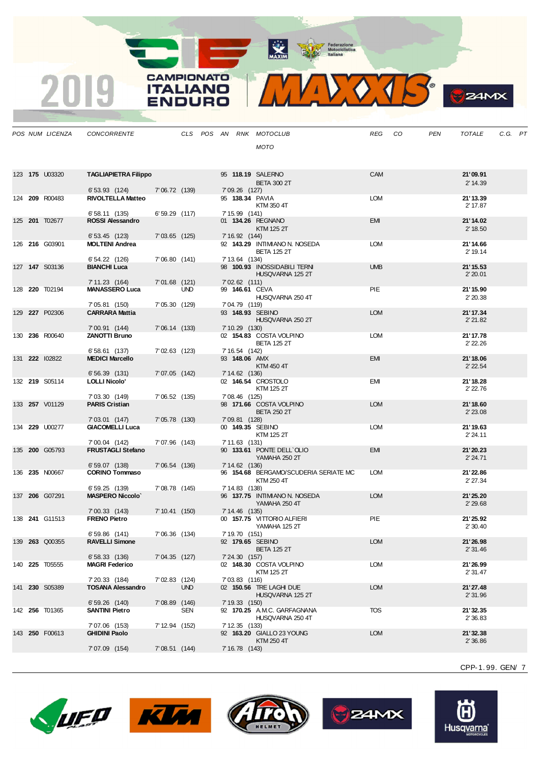| POS | NUM | LICENZA | CONCORRENTE | CLS | POS | AN | RNK | MOTOCLUB / MOTO | REG | CO | PEN | TOTALE | C.G. | PT |
|---|---|---|---|---|---|---|---|---|---|---|---|---|---|---|
| 123 | **175** | U03320 | **TAGLIAPIETRA Filippo** | | | 95 | **118.19** | SALERNO / BETA 300 2T | CAM | | | **21'09.91** / 2'14.39 | | |
| | | | 6'53.93 (124) · 7'06.72 (139) · 7'09.26 (127) | | | | | | | | | | | |
| 124 | **209** | R00483 | **RIVOLTELLA Matteo** | | | 95 | **138.34** | PAVIA / KTM 350 4T | LOM | | | **21'13.39** / 2'17.87 | | |
| | | | 6'58.11 (135) · 6'59.29 (117) · 7'15.99 (141) | | | | | | | | | | | |
| 125 | **201** | T02677 | **ROSSI Alessandro** | | | 01 | **134.26** | REGNANO / KTM 125 2T | EMI | | | **21'14.02** / 2'18.50 | | |
| | | | 6'53.45 (123) · 7'03.65 (125) · 7'16.92 (144) | | | | | | | | | | | |
| 126 | **216** | G03901 | **MOLTENI Andrea** | | | 92 | **143.29** | INTIMIANO N. NOSEDA / BETA 125 2T | LOM | | | **21'14.66** / 2'19.14 | | |
| | | | 6'54.22 (126) · 7'06.80 (141) · 7'13.64 (134) | | | | | | | | | | | |
| 127 | **147** | S03136 | **BIANCHI Luca** | | | 98 | **100.93** | INOSSIDABILI TERNI / HUSQVARNA 125 2T | UMB | | | **21'15.53** / 2'20.01 | | |
| | | | 7'11.23 (164) · 7'01.68 (121) · 7'02.62 (111) | | | | | | | | | | | |
| 128 | **220** | T02194 | **MANASSERO Luca** | UND | | 99 | **146.61** | CEVA / HUSQVARNA 250 4T | PIE | | | **21'15.90** / 2'20.38 | | |
| | | | 7'05.81 (150) · 7'05.30 (129) · 7'04.79 (119) | | | | | | | | | | | |
| 129 | **227** | P02306 | **CARRARA Mattia** | | | 93 | **148.93** | SEBINO / HUSQVARNA 250 2T | LOM | | | **21'17.34** / 2'21.82 | | |
| | | | 7'00.91 (144) · 7'06.14 (133) · 7'10.29 (130) | | | | | | | | | | | |
| 130 | **236** | R00640 | **ZANOTTI Bruno** | | | 02 | **154.83** | COSTA VOLPINO / BETA 125 2T | LOM | | | **21'17.78** / 2'22.26 | | |
| | | | 6'58.61 (137) · 7'02.63 (123) · 7'16.54 (142) | | | | | | | | | | | |
| 131 | **222** | I02822 | **MEDICI Marcello** | | | 93 | **148.06** | AMX / KTM 450 4T | EMI | | | **21'18.06** / 2'22.54 | | |
| | | | 6'56.39 (131) · 7'07.05 (142) · 7'14.62 (136) | | | | | | | | | | | |
| 132 | **219** | S05114 | **LOLLI Nicolo'** | | | 02 | **146.54** | CROSTOLO / KTM 125 2T | EMI | | | **21'18.28** / 2'22.76 | | |
| | | | 7'03.30 (149) · 7'06.52 (135) · 7'08.46 (125) | | | | | | | | | | | |
| 133 | **257** | V01129 | **PARIS Cristian** | | | 98 | **171.66** | COSTA VOLPINO / BETA 250 2T | LOM | | | **21'18.60** / 2'23.08 | | |
| | | | 7'03.01 (147) · 7'05.78 (130) · 7'09.81 (128) | | | | | | | | | | | |
| 134 | **229** | U00277 | **GIACOMELLI Luca** | | | 00 | **149.35** | SEBINO / KTM 125 2T | LOM | | | **21'19.63** / 2'24.11 | | |
| | | | 7'00.04 (142) · 7'07.96 (143) · 7'11.63 (131) | | | | | | | | | | | |
| 135 | **200** | G05793 | **FRUSTAGLI Stefano** | | | 90 | **133.61** | PONTE DELL`OLIO / YAMAHA 250 2T | EMI | | | **21'20.23** / 2'24.71 | | |
| | | | 6'59.07 (138) · 7'06.54 (136) · 7'14.62 (136) | | | | | | | | | | | |
| 136 | **235** | N00667 | **CORINO Tommaso** | | | 96 | **154.68** | BERGAMO/SCUDERIA SERIATE MC / KTM 250 4T | LOM | | | **21'22.86** / 2'27.34 | | |
| | | | 6'59.25 (139) · 7'08.78 (145) · 7'14.83 (138) | | | | | | | | | | | |
| 137 | **206** | G07291 | **MASPERO Niccolo`** | | | 96 | **137.75** | INTIMIANO N. NOSEDA / YAMAHA 250 4T | LOM | | | **21'25.20** / 2'29.68 | | |
| | | | 7'00.33 (143) · 7'10.41 (150) · 7'14.46 (135) | | | | | | | | | | | |
| 138 | **241** | G11513 | **FRENO Pietro** | | | 00 | **157.75** | VITTORIO ALFIERI / YAMAHA 125 2T | PIE | | | **21'25.92** / 2'30.40 | | |
| | | | 6'59.86 (141) · 7'06.36 (134) · 7'19.70 (151) | | | | | | | | | | | |
| 139 | **263** | Q00355 | **RAVELLI Simone** | | | 92 | **179.65** | SEBINO / BETA 125 2T | LOM | | | **21'26.98** / 2'31.46 | | |
| | | | 6'58.33 (136) · 7'04.35 (127) · 7'24.30 (157) | | | | | | | | | | | |
| 140 | **225** | T05555 | **MAGRI Federico** | | | 02 | **148.30** | COSTA VOLPINO / KTM 125 2T | LOM | | | **21'26.99** / 2'31.47 | | |
| | | | 7'20.33 (184) · 7'02.83 (124) · 7'03.83 (116) | | | | | | | | | | | |
| 141 | **230** | S05389 | **TOSANA Alessandro** | UND | | 02 | **150.56** | TRE LAGHI DUE / HUSQVARNA 125 2T | LOM | | | **21'27.48** / 2'31.96 | | |
| | | | 6'59.26 (140) · 7'08.89 (146) · 7'19.33 (150) | | | | | | | | | | | |
| 142 | **256** | T01365 | **SANTINI Pietro** | SEN | | 92 | **170.25** | A.M.C. GARFAGNANA / HUSQVARNA 250 4T | TOS | | | **21'32.35** / 2'36.83 | | |
| | | | 7'07.06 (153) · 7'12.94 (152) · 7'12.35 (133) | | | | | | | | | | | |
| 143 | **250** | F00613 | **GHIDINI Paolo** | | | 92 | **163.20** | GIALLO 23 YOUNG / KTM 250 4T | LOM | | | **21'32.38** / 2'36.86 | | |
| | | | 7'07.09 (154) · 7'08.51 (144) · 7'16.78 (143) | | | | | | | | | | | |

CPP-1.99. GEN/ 7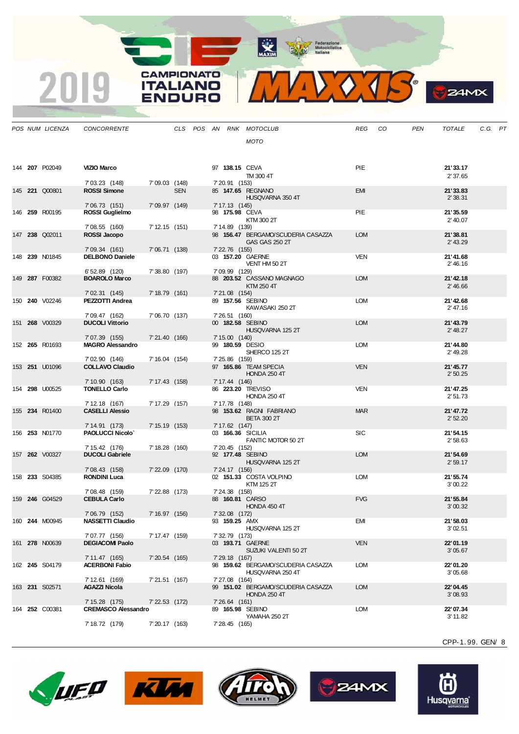| POS | NUM | LICENZA | CONCORRENTE | | CLS | POS | AN | RNK | MOTOCLUB / MOTO | REG | CO | PEN | TOTALE | C.G. | PT |
|---|---|---|---|---|---|---|---|---|---|---|---|---|---|---|---|
| 144 | **207** | P02049 | **VIZIO Marco** | | | | 97 | **138.15** | CEVA / TM 300 4T | PIE | | | **21'33.17** / 2'37.65 | | |
| | | | 7'03.23 (148) | 7'09.03 (148) | | | 7'20.91 (153) | | | | | | | | |
| 145 | **221** | Q00801 | **ROSSI Simone** | | SEN | | 85 | **147.65** | REGNANO / HUSQVARNA 350 4T | EMI | | | **21'33.83** / 2'38.31 | | |
| | | | 7'06.73 (151) | 7'09.97 (149) | | | 7'17.13 (145) | | | | | | | | |
| 146 | **259** | R00195 | **ROSSI Guglielmo** | | | | 98 | **175.98** | CEVA / KTM 300 2T | PIE | | | **21'35.59** / 2'40.07 | | |
| | | | 7'08.55 (160) | 7'12.15 (151) | | | 7'14.89 (139) | | | | | | | | |
| 147 | **238** | Q02011 | **ROSSI Jacopo** | | | | 98 | **156.47** | BERGAMO/SCUDERIA CASAZZA / GAS GAS 250 2T | LOM | | | **21'38.81** / 2'43.29 | | |
| | | | 7'09.34 (161) | 7'06.71 (138) | | | 7'22.76 (155) | | | | | | | | |
| 148 | **239** | N01845 | **DELBONO Daniele** | | | | 03 | **157.20** | GAERNE / VENT HM 50 2T | VEN | | | **21'41.68** / 2'46.16 | | |
| | | | 6'52.89 (120) | 7'38.80 (197) | | | 7'09.99 (129) | | | | | | | | |
| 149 | **287** | F00382 | **BOAROLO Marco** | | | | 88 | **203.52** | CASSANO MAGNAGO / KTM 250 4T | LOM | | | **21'42.18** / 2'46.66 | | |
| | | | 7'02.31 (145) | 7'18.79 (161) | | | 7'21.08 (154) | | | | | | | | |
| 150 | **240** | V02246 | **PEZZOTTI Andrea** | | | | 89 | **157.56** | SEBINO / KAWASAKI 250 2T | LOM | | | **21'42.68** / 2'47.16 | | |
| | | | 7'09.47 (162) | 7'06.70 (137) | | | 7'26.51 (160) | | | | | | | | |
| 151 | **268** | V00329 | **DUCOLI Vittorio** | | | | 00 | **182.58** | SEBINO / HUSQVARNA 125 2T | LOM | | | **21'43.79** / 2'48.27 | | |
| | | | 7'07.39 (155) | 7'21.40 (166) | | | 7'15.00 (140) | | | | | | | | |
| 152 | **265** | R01693 | **MAGRO Alessandro** | | | | 99 | **180.59** | DESIO / SHERCO 125 2T | LOM | | | **21'44.80** / 2'49.28 | | |
| | | | 7'02.90 (146) | 7'16.04 (154) | | | 7'25.86 (159) | | | | | | | | |
| 153 | **251** | U01096 | **COLLAVO Claudio** | | | | 97 | **165.86** | TEAM SPECIA / HONDA 250 4T | VEN | | | **21'45.77** / 2'50.25 | | |
| | | | 7'10.90 (163) | 7'17.43 (158) | | | 7'17.44 (146) | | | | | | | | |
| 154 | **298** | U00525 | **TONELLO Carlo** | | | | 86 | **223.20** | TREVISO / HONDA 250 4T | VEN | | | **21'47.25** / 2'51.73 | | |
| | | | 7'12.18 (167) | 7'17.29 (157) | | | 7'17.78 (148) | | | | | | | | |
| 155 | **234** | R01400 | **CASELLI Alessio** | | | | 98 | **153.62** | RAGNI FABRIANO / BETA 300 2T | MAR | | | **21'47.72** / 2'52.20 | | |
| | | | 7'14.91 (173) | 7'15.19 (153) | | | 7'17.62 (147) | | | | | | | | |
| 156 | **253** | N01770 | **PAOLUCCI Nicolo`** | | | | 03 | **166.36** | SICILIA / FANTIC MOTOR 50 2T | SIC | | | **21'54.15** / 2'58.63 | | |
| | | | 7'15.42 (176) | 7'18.28 (160) | | | 7'20.45 (152) | | | | | | | | |
| 157 | **262** | V00327 | **DUCOLI Gabriele** | | | | 92 | **177.48** | SEBINO / HUSQVARNA 125 2T | LOM | | | **21'54.69** / 2'59.17 | | |
| | | | 7'08.43 (158) | 7'22.09 (170) | | | 7'24.17 (156) | | | | | | | | |
| 158 | **233** | S04385 | **RONDINI Luca** | | | | 02 | **151.33** | COSTA VOLPINO / KTM 125 2T | LOM | | | **21'55.74** / 3'00.22 | | |
| | | | 7'08.48 (159) | 7'22.88 (173) | | | 7'24.38 (158) | | | | | | | | |
| 159 | **246** | G04529 | **CEBULA Carlo** | | | | 88 | **160.81** | CARSO / HONDA 450 4T | FVG | | | **21'55.84** / 3'00.32 | | |
| | | | 7'06.79 (152) | 7'16.97 (156) | | | 7'32.08 (172) | | | | | | | | |
| 160 | **244** | M00945 | **NASSETTI Claudio** | | | | 93 | **159.25** | AMX / HUSQVARNA 125 2T | EMI | | | **21'58.03** / 3'02.51 | | |
| | | | 7'07.77 (156) | 7'17.47 (159) | | | 7'32.79 (173) | | | | | | | | |
| 161 | **278** | N00639 | **DEGIACOMI Paolo** | | | | 03 | **193.71** | GAERNE / SUZUKI VALENTI 50 2T | VEN | | | **22'01.19** / 3'05.67 | | |
| | | | 7'11.47 (165) | 7'20.54 (165) | | | 7'29.18 (167) | | | | | | | | |
| 162 | **245** | S04179 | **ACERBONI Fabio** | | | | 98 | **159.62** | BERGAMO/SCUDERIA CASAZZA / HUSQVARNA 250 4T | LOM | | | **22'01.20** / 3'05.68 | | |
| | | | 7'12.61 (169) | 7'21.51 (167) | | | 7'27.08 (164) | | | | | | | | |
| 163 | **231** | S02571 | **AGAZZI Nicola** | | | | 99 | **151.02** | BERGAMO/SCUDERIA CASAZZA / HONDA 250 4T | LOM | | | **22'04.45** / 3'08.93 | | |
| | | | 7'15.28 (175) | 7'22.53 (172) | | | 7'26.64 (161) | | | | | | | | |
| 164 | **252** | C00381 | **CREMASCO Alessandro** | | | | 89 | **165.98** | SEBINO / YAMAHA 250 2T | LOM | | | **22'07.34** / 3'11.82 | | |
| | | | 7'18.72 (179) | 7'20.17 (163) | | | 7'28.45 (165) | | | | | | | | |

CPP-1.99. GEN/ 8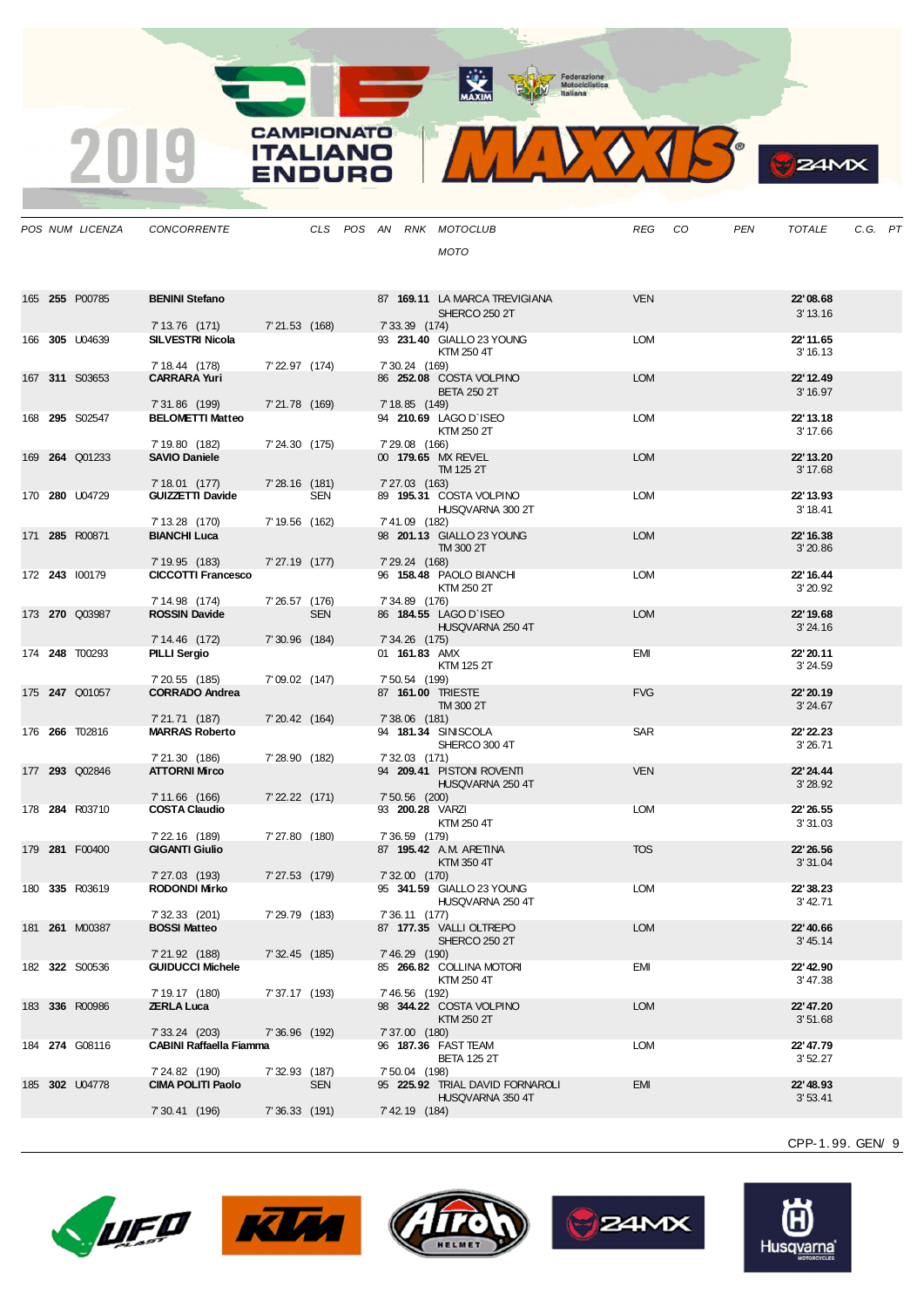| POS | NUM | LICENZA | CONCORRENTE | | CLS | POS | AN | RNK | MOTOCLUB / MOTO | REG | CO | PEN | TOTALE | C.G. | PT |
|---|---|---|---|---|---|---|---|---|---|---|---|---|---|---|---|
| 165 | **255** | P00785 | **BENINI Stefano** | | | | 87 | **169.11** | LA MARCA TREVIGIANA<br>SHERCO 250 2T | VEN | | | **22' 08.68**<br>3' 13.16 | | |
| | | | 7' 13.76 (171) | 7' 21.53 (168) | | | 7' 33.39 (174) | | | | | | | | |
| 166 | **305** | U04639 | **SILVESTRI Nicola** | | | | 93 | **231.40** | GIALLO 23 YOUNG<br>KTM 250 4T | LOM | | | **22' 11.65**<br>3' 16.13 | | |
| | | | 7' 18.44 (178) | 7' 22.97 (174) | | | 7' 30.24 (169) | | | | | | | | |
| 167 | **311** | S03653 | **CARRARA Yuri** | | | | 86 | **252.08** | COSTA VOLPINO<br>BETA 250 2T | LOM | | | **22' 12.49**<br>3' 16.97 | | |
| | | | 7' 31.86 (199) | 7' 21.78 (169) | | | 7' 18.85 (149) | | | | | | | | |
| 168 | **295** | S02547 | **BELOMETTI Matteo** | | | | 94 | **210.69** | LAGO D`ISEO<br>KTM 250 2T | LOM | | | **22' 13.18**<br>3' 17.66 | | |
| | | | 7' 19.80 (182) | 7' 24.30 (175) | | | 7' 29.08 (166) | | | | | | | | |
| 169 | **264** | Q01233 | **SAVIO Daniele** | | | | 00 | **179.65** | MX REVEL<br>TM 125 2T | LOM | | | **22' 13.20**<br>3' 17.68 | | |
| | | | 7' 18.01 (177) | 7' 28.16 (181) | | | 7' 27.03 (163) | | | | | | | | |
| 170 | **280** | U04729 | **GUIZZETTI Davide** | | SEN | | 89 | **195.31** | COSTA VOLPINO<br>HUSQVARNA 300 2T | LOM | | | **22' 13.93**<br>3' 18.41 | | |
| | | | 7' 13.28 (170) | 7' 19.56 (162) | | | 7' 41.09 (182) | | | | | | | | |
| 171 | **285** | R00871 | **BIANCHI Luca** | | | | 98 | **201.13** | GIALLO 23 YOUNG<br>TM 300 2T | LOM | | | **22' 16.38**<br>3' 20.86 | | |
| | | | 7' 19.95 (183) | 7' 27.19 (177) | | | 7' 29.24 (168) | | | | | | | | |
| 172 | **243** | I00179 | **CICCOTTI Francesco** | | | | 96 | **158.48** | PAOLO BIANCHI<br>KTM 250 2T | LOM | | | **22' 16.44**<br>3' 20.92 | | |
| | | | 7' 14.98 (174) | 7' 26.57 (176) | | | 7' 34.89 (176) | | | | | | | | |
| 173 | **270** | Q03987 | **ROSSIN Davide** | | SEN | | 86 | **184.55** | LAGO D`ISEO<br>HUSQVARNA 250 4T | LOM | | | **22' 19.68**<br>3' 24.16 | | |
| | | | 7' 14.46 (172) | 7' 30.96 (184) | | | 7' 34.26 (175) | | | | | | | | |
| 174 | **248** | T00293 | **PILLI Sergio** | | | | 01 | **161.83** | AMX<br>KTM 125 2T | EMI | | | **22' 20.11**<br>3' 24.59 | | |
| | | | 7' 20.55 (185) | 7' 09.02 (147) | | | 7' 50.54 (199) | | | | | | | | |
| 175 | **247** | Q01057 | **CORRADO Andrea** | | | | 87 | **161.00** | TRIESTE<br>TM 300 2T | FVG | | | **22' 20.19**<br>3' 24.67 | | |
| | | | 7' 21.71 (187) | 7' 20.42 (164) | | | 7' 38.06 (181) | | | | | | | | |
| 176 | **266** | T02816 | **MARRAS Roberto** | | | | 94 | **181.34** | SINISCOLA<br>SHERCO 300 4T | SAR | | | **22' 22.23**<br>3' 26.71 | | |
| | | | 7' 21.30 (186) | 7' 28.90 (182) | | | 7' 32.03 (171) | | | | | | | | |
| 177 | **293** | Q02846 | **ATTORNI Mirco** | | | | 94 | **209.41** | PISTONI ROVENTI<br>HUSQVARNA 250 4T | VEN | | | **22' 24.44**<br>3' 28.92 | | |
| | | | 7' 11.66 (166) | 7' 22.22 (171) | | | 7' 50.56 (200) | | | | | | | | |
| 178 | **284** | R03710 | **COSTA Claudio** | | | | 93 | **200.28** | VARZI<br>KTM 250 4T | LOM | | | **22' 26.55**<br>3' 31.03 | | |
| | | | 7' 22.16 (189) | 7' 27.80 (180) | | | 7' 36.59 (179) | | | | | | | | |
| 179 | **281** | F00400 | **GIGANTI Giulio** | | | | 87 | **195.42** | A.M. ARETINA<br>KTM 350 4T | TOS | | | **22' 26.56**<br>3' 31.04 | | |
| | | | 7' 27.03 (193) | 7' 27.53 (179) | | | 7' 32.00 (170) | | | | | | | | |
| 180 | **335** | R03619 | **RODONDI Mirko** | | | | 95 | **341.59** | GIALLO 23 YOUNG<br>HUSQVARNA 250 4T | LOM | | | **22' 38.23**<br>3' 42.71 | | |
| | | | 7' 32.33 (201) | 7' 29.79 (183) | | | 7' 36.11 (177) | | | | | | | | |
| 181 | **261** | M00387 | **BOSSI Matteo** | | | | 87 | **177.35** | VALLI OLTREPO<br>SHERCO 250 2T | LOM | | | **22' 40.66**<br>3' 45.14 | | |
| | | | 7' 21.92 (188) | 7' 32.45 (185) | | | 7' 46.29 (190) | | | | | | | | |
| 182 | **322** | S00536 | **GUIDUCCI Michele** | | | | 85 | **266.82** | COLLINA MOTORI<br>KTM 250 4T | EMI | | | **22' 42.90**<br>3' 47.38 | | |
| | | | 7' 19.17 (180) | 7' 37.17 (193) | | | 7' 46.56 (192) | | | | | | | | |
| 183 | **336** | R00986 | **ZERLA Luca** | | | | 98 | **344.22** | COSTA VOLPINO<br>KTM 250 2T | LOM | | | **22' 47.20**<br>3' 51.68 | | |
| | | | 7' 33.24 (203) | 7' 36.96 (192) | | | 7' 37.00 (180) | | | | | | | | |
| 184 | **274** | G08116 | **CABINI Raffaella Fiamma** | | | | 96 | **187.36** | FAST TEAM<br>BETA 125 2T | LOM | | | **22' 47.79**<br>3' 52.27 | | |
| | | | 7' 24.82 (190) | 7' 32.93 (187) | | | 7' 50.04 (198) | | | | | | | | |
| 185 | **302** | U04778 | **CIMA POLITI Paolo** | | SEN | | 95 | **225.92** | TRIAL DAVID FORNAROLI<br>HUSQVARNA 350 4T | EMI | | | **22' 48.93**<br>3' 53.41 | | |
| | | | 7' 30.41 (196) | 7' 36.33 (191) | | | 7' 42.19 (184) | | | | | | | | |

CPP-1.99. GEN/ 9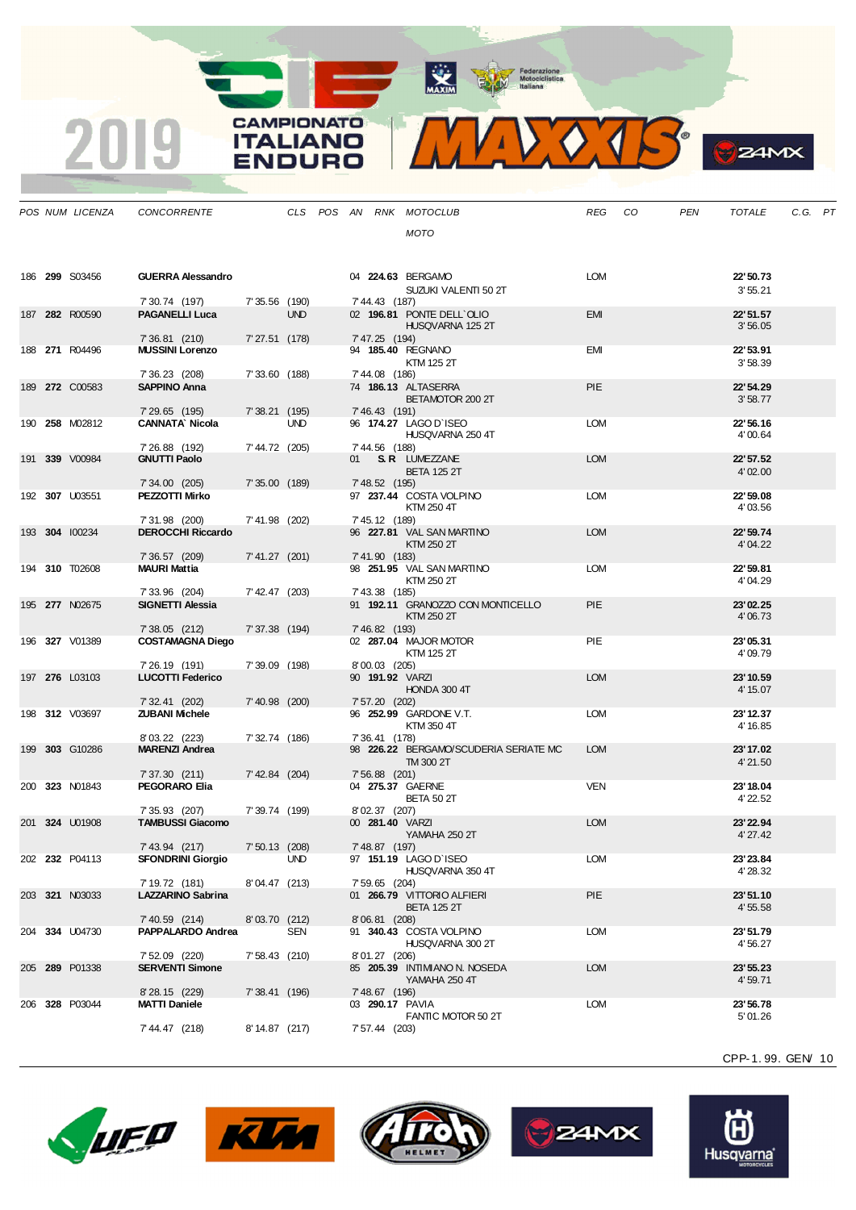| POS | NUM | LICENZA | CONCORRENTE | CLS | POS | AN | RNK | MOTOCLUB / MOTO | REG | CO | PEN | TOTALE | C.G. | PT |
|---|---|---|---|---|---|---|---|---|---|---|---|---|---|---|
| 186 | **299** | S03456 | **GUERRA Alessandro** | | | 04 | **224.63** | BERGAMO<br>SUZUKI VALENTI 50 2T | LOM | | | **22'50.73**<br>3'55.21 | | |
| | | | 7'30.74 (197) | 7'35.56 (190) | | 7'44.43 (187) | | | | | | | | |
| 187 | **282** | R00590 | **PAGANELLI Luca** | UND | | 02 | **196.81** | PONTE DELL`OLIO<br>HUSQVARNA 125 2T | EMI | | | **22'51.57**<br>3'56.05 | | |
| | | | 7'36.81 (210) | 7'27.51 (178) | | 7'47.25 (194) | | | | | | | | |
| 188 | **271** | R04496 | **MUSSINI Lorenzo** | | | 94 | **185.40** | REGNANO<br>KTM 125 2T | EMI | | | **22'53.91**<br>3'58.39 | | |
| | | | 7'36.23 (208) | 7'33.60 (188) | | 7'44.08 (186) | | | | | | | | |
| 189 | **272** | C00583 | **SAPPINO Anna** | | | 74 | **186.13** | ALTASERRA<br>BETAMOTOR 200 2T | PIE | | | **22'54.29**<br>3'58.77 | | |
| | | | 7'29.65 (195) | 7'38.21 (195) | | 7'46.43 (191) | | | | | | | | |
| 190 | **258** | M02812 | **CANNATA` Nicola** | UND | | 96 | **174.27** | LAGO D`ISEO<br>HUSQVARNA 250 4T | LOM | | | **22'56.16**<br>4'00.64 | | |
| | | | 7'26.88 (192) | 7'44.72 (205) | | 7'44.56 (188) | | | | | | | | |
| 191 | **339** | V00984 | **GNUTTI Paolo** | | | 01 | **S.R** | LUMEZZANE<br>BETA 125 2T | LOM | | | **22'57.52**<br>4'02.00 | | |
| | | | 7'34.00 (205) | 7'35.00 (189) | | 7'48.52 (195) | | | | | | | | |
| 192 | **307** | U03551 | **PEZZOTTI Mirko** | | | 97 | **237.44** | COSTA VOLPINO<br>KTM 250 4T | LOM | | | **22'59.08**<br>4'03.56 | | |
| | | | 7'31.98 (200) | 7'41.98 (202) | | 7'45.12 (189) | | | | | | | | |
| 193 | **304** | I00234 | **DEROCCHI Riccardo** | | | 96 | **227.81** | VAL SAN MARTINO<br>KTM 250 2T | LOM | | | **22'59.74**<br>4'04.22 | | |
| | | | 7'36.57 (209) | 7'41.27 (201) | | 7'41.90 (183) | | | | | | | | |
| 194 | **310** | T02608 | **MAURI Mattia** | | | 98 | **251.95** | VAL SAN MARTINO<br>KTM 250 2T | LOM | | | **22'59.81**<br>4'04.29 | | |
| | | | 7'33.96 (204) | 7'42.47 (203) | | 7'43.38 (185) | | | | | | | | |
| 195 | **277** | N02675 | **SIGNETTI Alessia** | | | 91 | **192.11** | GRANOZZO CON MONTICELLO<br>KTM 250 2T | PIE | | | **23'02.25**<br>4'06.73 | | |
| | | | 7'38.05 (212) | 7'37.38 (194) | | 7'46.82 (193) | | | | | | | | |
| 196 | **327** | V01389 | **COSTAMAGNA Diego** | | | 02 | **287.04** | MAJOR MOTOR<br>KTM 125 2T | PIE | | | **23'05.31**<br>4'09.79 | | |
| | | | 7'26.19 (191) | 7'39.09 (198) | | 8'00.03 (205) | | | | | | | | |
| 197 | **276** | L03103 | **LUCOTTI Federico** | | | 90 | **191.92** | VARZI<br>HONDA 300 4T | LOM | | | **23'10.59**<br>4'15.07 | | |
| | | | 7'32.41 (202) | 7'40.98 (200) | | 7'57.20 (202) | | | | | | | | |
| 198 | **312** | V03697 | **ZUBANI Michele** | | | 96 | **252.99** | GARDONE V.T.<br>KTM 350 4T | LOM | | | **23'12.37**<br>4'16.85 | | |
| | | | 8'03.22 (223) | 7'32.74 (186) | | 7'36.41 (178) | | | | | | | | |
| 199 | **303** | G10286 | **MARENZI Andrea** | | | 98 | **226.22** | BERGAMO/SCUDERIA SERIATE MC<br>TM 300 2T | LOM | | | **23'17.02**<br>4'21.50 | | |
| | | | 7'37.30 (211) | 7'42.84 (204) | | 7'56.88 (201) | | | | | | | | |
| 200 | **323** | N01843 | **PEGORARO Elia** | | | 04 | **275.37** | GAERNE<br>BETA 50 2T | VEN | | | **23'18.04**<br>4'22.52 | | |
| | | | 7'35.93 (207) | 7'39.74 (199) | | 8'02.37 (207) | | | | | | | | |
| 201 | **324** | U01908 | **TAMBUSSI Giacomo** | | | 00 | **281.40** | VARZI<br>YAMAHA 250 2T | LOM | | | **23'22.94**<br>4'27.42 | | |
| | | | 7'43.94 (217) | 7'50.13 (208) | | 7'48.87 (197) | | | | | | | | |
| 202 | **232** | P04113 | **SFONDRINI Giorgio** | UND | | 97 | **151.19** | LAGO D`ISEO<br>HUSQVARNA 350 4T | LOM | | | **23'23.84**<br>4'28.32 | | |
| | | | 7'19.72 (181) | 8'04.47 (213) | | 7'59.65 (204) | | | | | | | | |
| 203 | **321** | N03033 | **LAZZARINO Sabrina** | | | 01 | **266.79** | VITTORIO ALFIERI<br>BETA 125 2T | PIE | | | **23'51.10**<br>4'55.58 | | |
| | | | 7'40.59 (214) | 8'03.70 (212) | | 8'06.81 (208) | | | | | | | | |
| 204 | **334** | U04730 | **PAPPALARDO Andrea** | SEN | | 91 | **340.43** | COSTA VOLPINO<br>HUSQVARNA 300 2T | LOM | | | **23'51.79**<br>4'56.27 | | |
| | | | 7'52.09 (220) | 7'58.43 (210) | | 8'01.27 (206) | | | | | | | | |
| 205 | **289** | P01338 | **SERVENTI Simone** | | | 85 | **205.39** | INTIMIANO N. NOSEDA<br>YAMAHA 250 4T | LOM | | | **23'55.23**<br>4'59.71 | | |
| | | | 8'28.15 (229) | 7'38.41 (196) | | 7'48.67 (196) | | | | | | | | |
| 206 | **328** | P03044 | **MATTI Daniele** | | | 03 | **290.17** | PAVIA<br>FANTIC MOTOR 50 2T | LOM | | | **23'56.78**<br>5'01.26 | | |
| | | | 7'44.47 (218) | 8'14.87 (217) | | 7'57.44 (203) | | | | | | | | |

CPP-1.99. GEN/ 10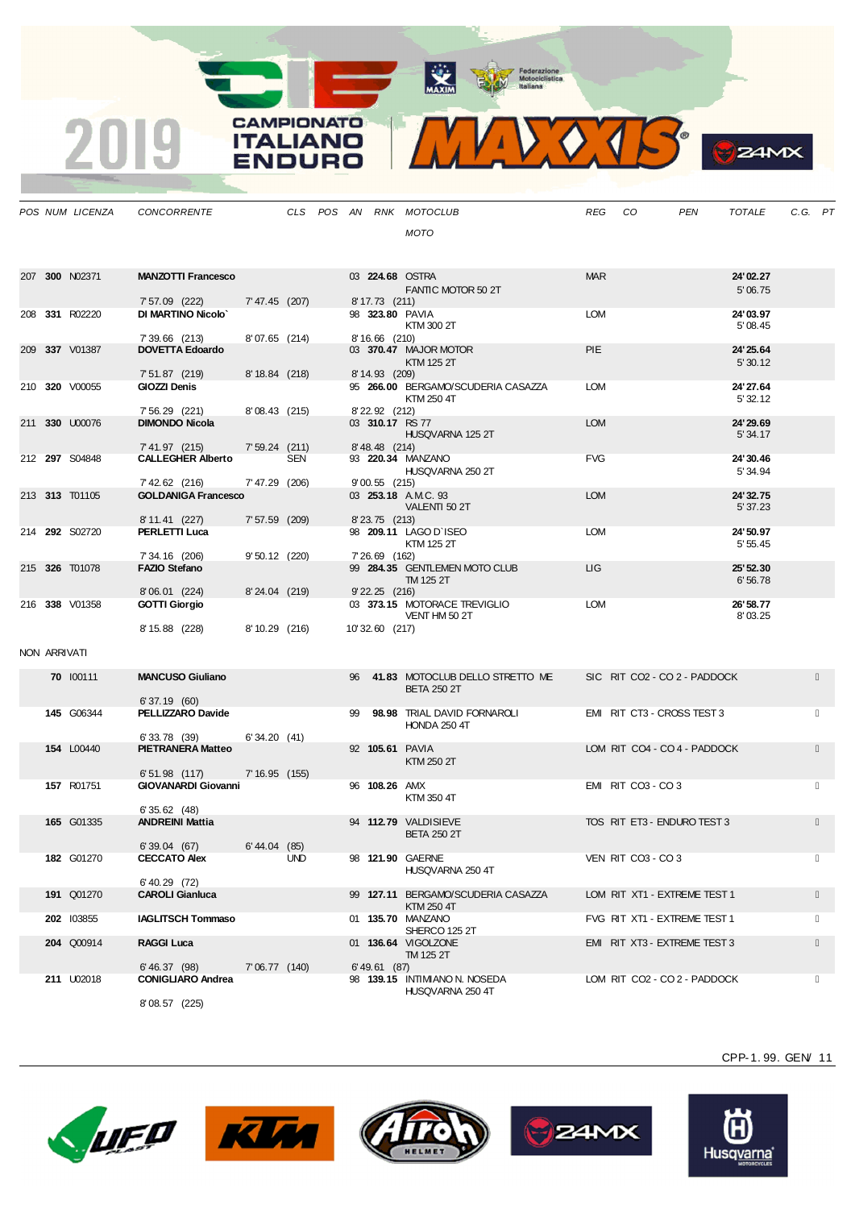| POS | NUM | LICENZA | CONCORRENTE | CLS | POS | AN | RNK | MOTOCLUB / MOTO | REG | CO | PEN | TOTALE | C.G. | PT |
|---|---|---|---|---|---|---|---|---|---|---|---|---|---|---|
| 207 | **300** | N02371 | **MANZOTTI Francesco** | | | 03 | **224.68** | OSTRA<br>FANTIC MOTOR 50 2T | MAR | | | **24' 02.27**<br>5' 06.75 | | |
| | | | 7' 57.09 (222) | 7' 47.45 (207) | | | | 8' 17.73 (211) | | | | | | |
| 208 | **331** | R02220 | **DI MARTINO Nicolo`** | | | 98 | **323.80** | PAVIA<br>KTM 300 2T | LOM | | | **24' 03.97**<br>5' 08.45 | | |
| | | | 7' 39.66 (213) | 8' 07.65 (214) | | | | 8' 16.66 (210) | | | | | | |
| 209 | **337** | V01387 | **DOVETTA Edoardo** | | | 03 | **370.47** | MAJOR MOTOR<br>KTM 125 2T | PIE | | | **24' 25.64**<br>5' 30.12 | | |
| | | | 7' 51.87 (219) | 8' 18.84 (218) | | | | 8' 14.93 (209) | | | | | | |
| 210 | **320** | V00055 | **GIOZZI Denis** | | | 95 | **266.00** | BERGAMO/SCUDERIA CASAZZA<br>KTM 250 4T | LOM | | | **24' 27.64**<br>5' 32.12 | | |
| | | | 7' 56.29 (221) | 8' 08.43 (215) | | | | 8' 22.92 (212) | | | | | | |
| 211 | **330** | U00076 | **DIMONDO Nicola** | | | 03 | **310.17** | RS 77<br>HUSQVARNA 125 2T | LOM | | | **24' 29.69**<br>5' 34.17 | | |
| | | | 7' 41.97 (215) | 7' 59.24 (211) | | | | 8' 48.48 (214) | | | | | | |
| 212 | **297** | S04848 | **CALLEGHER Alberto** | SEN | | 93 | **220.34** | MANZANO<br>HUSQVARNA 250 2T | FVG | | | **24' 30.46**<br>5' 34.94 | | |
| | | | 7' 42.62 (216) | 7' 47.29 (206) | | | | 9' 00.55 (215) | | | | | | |
| 213 | **313** | T01105 | **GOLDANIGA Francesco** | | | 03 | **253.18** | A.M.C. 93<br>VALENTI 50 2T | LOM | | | **24' 32.75**<br>5' 37.23 | | |
| | | | 8' 11.41 (227) | 7' 57.59 (209) | | | | 8' 23.75 (213) | | | | | | |
| 214 | **292** | S02720 | **PERLETTI Luca** | | | 98 | **209.11** | LAGO D`ISEO<br>KTM 125 2T | LOM | | | **24' 50.97**<br>5' 55.45 | | |
| | | | 7' 34.16 (206) | 9' 50.12 (220) | | | | 7' 26.69 (162) | | | | | | |
| 215 | **326** | T01078 | **FAZIO Stefano** | | | 99 | **284.35** | GENTLEMEN MOTO CLUB<br>TM 125 2T | LIG | | | **25' 52.30**<br>6' 56.78 | | |
| | | | 8' 06.01 (224) | 8' 24.04 (219) | | | | 9' 22.25 (216) | | | | | | |
| 216 | **338** | V01358 | **GOTTI Giorgio** | | | 03 | **373.15** | MOTORACE TREVIGLIO<br>VENT HM 50 2T | LOM | | | **26' 58.77**<br>8' 03.25 | | |
| | | | 8' 15.88 (228) | 8' 10.29 (216) | | | | 10' 32.60 (217) | | | | | | |

NON ARRIVATI

| POS | NUM | LICENZA | CONCORRENTE | CLS | POS | AN | RNK | MOTOCLUB / MOTO | REG | CO | PEN | TOTALE | C.G. | PT |
|---|---|---|---|---|---|---|---|---|---|---|---|---|---|---|
| | **70** | I00111 | **MANCUSO Giuliano** | | | 96 | **41.83** | MOTOCLUB DELLO STRETTO ME<br>BETA 250 2T | SIC | RIT | CO2 - CO 2 - PADDOCK | | | |
| | | | 6' 37.19 (60) | | | | | | | | | | | |
| | **145** | G06344 | **PELLIZZARO Davide** | | | 99 | **98.98** | TRIAL DAVID FORNAROLI<br>HONDA 250 4T | EMI | RIT | CT3 - CROSS TEST 3 | | | |
| | | | 6' 33.78 (39) | 6' 34.20 (41) | | | | | | | | | | |
| | **154** | L00440 | **PIETRANERA Matteo** | | | 92 | **105.61** | PAVIA<br>KTM 250 2T | LOM | RIT | CO4 - CO 4 - PADDOCK | | | |
| | | | 6' 51.98 (117) | 7' 16.95 (155) | | | | | | | | | | |
| | **157** | R01751 | **GIOVANARDI Giovanni** | | | 96 | **108.26** | AMX<br>KTM 350 4T | EMI | RIT | CO3 - CO 3 | | | |
| | | | 6' 35.62 (48) | | | | | | | | | | | |
| | **165** | G01335 | **ANDREINI Mattia** | | | 94 | **112.79** | VALDISIEVE<br>BETA 250 2T | TOS | RIT | ET3 - ENDURO TEST 3 | | | |
| | | | 6' 39.04 (67) | 6' 44.04 (85) | | | | | | | | | | |
| | **182** | G01270 | **CECCATO Alex** | UND | | 98 | **121.90** | GAERNE<br>HUSQVARNA 250 4T | VEN | RIT | CO3 - CO 3 | | | |
| | | | 6' 40.29 (72) | | | | | | | | | | | |
| | **191** | Q01270 | **CAROLI Gianluca** | | | 99 | **127.11** | BERGAMO/SCUDERIA CASAZZA<br>KTM 250 4T | LOM | RIT | XT1 - EXTREME TEST 1 | | | |
| | **202** | I03855 | **IAGLITSCH Tommaso** | | | 01 | **135.70** | MANZANO<br>SHERCO 125 2T | FVG | RIT | XT1 - EXTREME TEST 1 | | | |
| | **204** | Q00914 | **RAGGI Luca** | | | 01 | **136.64** | VIGOLZONE<br>TM 125 2T | EMI | RIT | XT3 - EXTREME TEST 3 | | | |
| | | | 6' 46.37 (98) | 7' 06.77 (140) | | | | 6' 49.61 (87) | | | | | | |
| | **211** | U02018 | **CONIGLIARO Andrea** | | | 98 | **139.15** | INTIMIANO N. NOSEDA<br>HUSQVARNA 250 4T | LOM | RIT | CO2 - CO 2 - PADDOCK | | | |
| | | | 8' 08.57 (225) | | | | | | | | | | | |

CPP-1. 99. GEN/ 11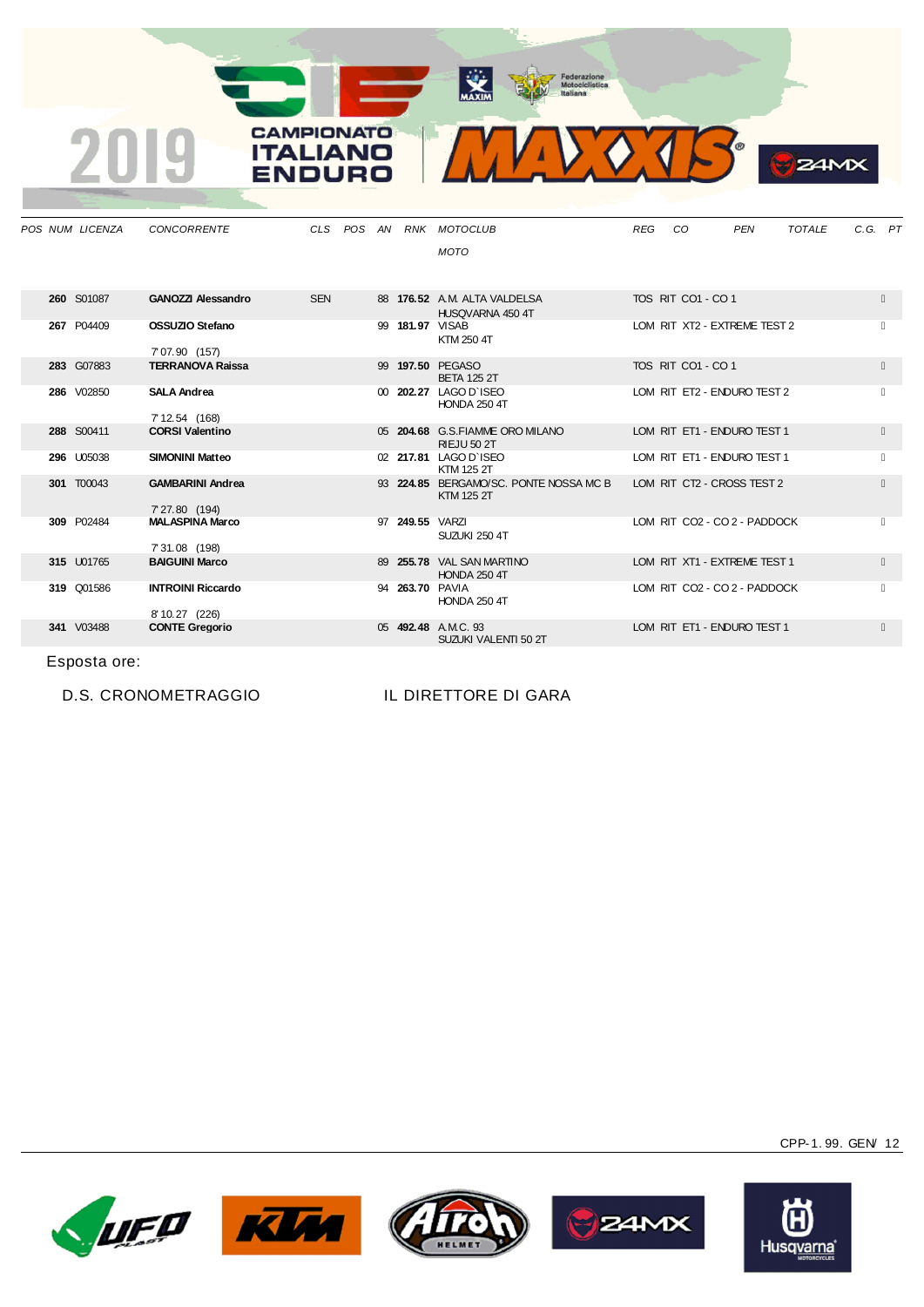| POS | NUM | LICENZA | CONCORRENTE | CLS | POS | AN | RNK | MOTOCLUB / MOTO | REG | CO | PEN | TOTALE | C.G. | PT |
|---|---|---|---|---|---|---|---|---|---|---|---|---|---|---|
| | 260 | S01087 | **GANOZZI Alessandro** | SEN | | 88 | **176.52** | A.M. ALTA VALDELSA<br>HUSQVARNA 450 4T | TOS | RIT | CO1 - CO 1 | | | |
| | 267 | P04409 | **OSSUZIO Stefano**<br>7' 07.90 (157) | | | 99 | **181.97** | VISAB<br>KTM 250 4T | LOM | RIT | XT2 - EXTREME TEST 2 | | | |
| | 283 | G07883 | **TERRANOVA Raissa** | | | 99 | **197.50** | PEGASO<br>BETA 125 2T | TOS | RIT | CO1 - CO 1 | | | |
| | 286 | V02850 | **SALA Andrea**<br>7' 12.54 (168) | | | 00 | **202.27** | LAGO D`ISEO<br>HONDA 250 4T | LOM | RIT | ET2 - ENDURO TEST 2 | | | |
| | 288 | S00411 | **CORSI Valentino** | | | 05 | **204.68** | G.S.FIAMME ORO MILANO<br>RIEJU 50 2T | LOM | RIT | ET1 - ENDURO TEST 1 | | | |
| | 296 | U05038 | **SIMONINI Matteo** | | | 02 | **217.81** | LAGO D`ISEO<br>KTM 125 2T | LOM | RIT | ET1 - ENDURO TEST 1 | | | |
| | 301 | T00043 | **GAMBARINI Andrea**<br>7' 27.80 (194) | | | 93 | **224.85** | BERGAMO/SC. PONTE NOSSA MC B<br>KTM 125 2T | LOM | RIT | CT2 - CROSS TEST 2 | | | |
| | 309 | P02484 | **MALASPINA Marco**<br>7' 31.08 (198) | | | 97 | **249.55** | VARZI<br>SUZUKI 250 4T | LOM | RIT | CO2 - CO 2 - PADDOCK | | | |
| | 315 | U01765 | **BAIGUINI Marco** | | | 89 | **255.78** | VAL SAN MARTINO<br>HONDA 250 4T | LOM | RIT | XT1 - EXTREME TEST 1 | | | |
| | 319 | Q01586 | **INTROINI Riccardo**<br>8' 10.27 (226) | | | 94 | **263.70** | PAVIA<br>HONDA 250 4T | LOM | RIT | CO2 - CO 2 - PADDOCK | | | |
| | 341 | V03488 | **CONTE Gregorio** | | | 05 | **492.48** | A.M.C. 93<br>SUZUKI VALENTI 50 2T | LOM | RIT | ET1 - ENDURO TEST 1 | | | |

Esposta ore:

D.S. CRONOMETRAGGIO

IL DIRETTORE DI GARA

CPP-1. 99. GEN/ 12